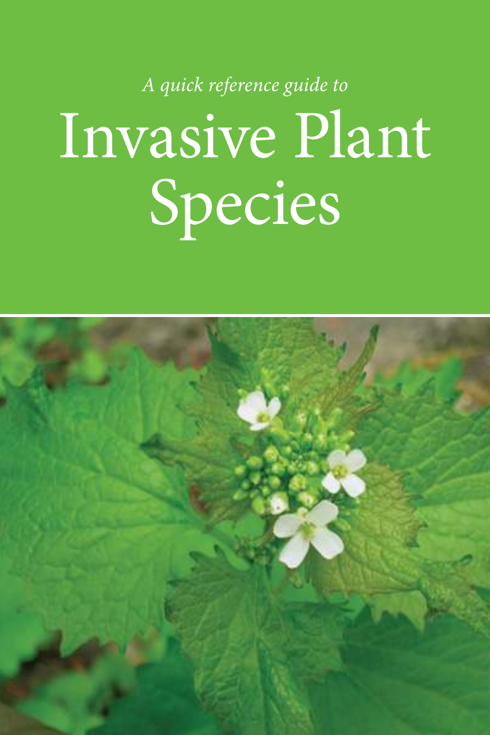*A quick reference guide to*

# Invasive Plant Species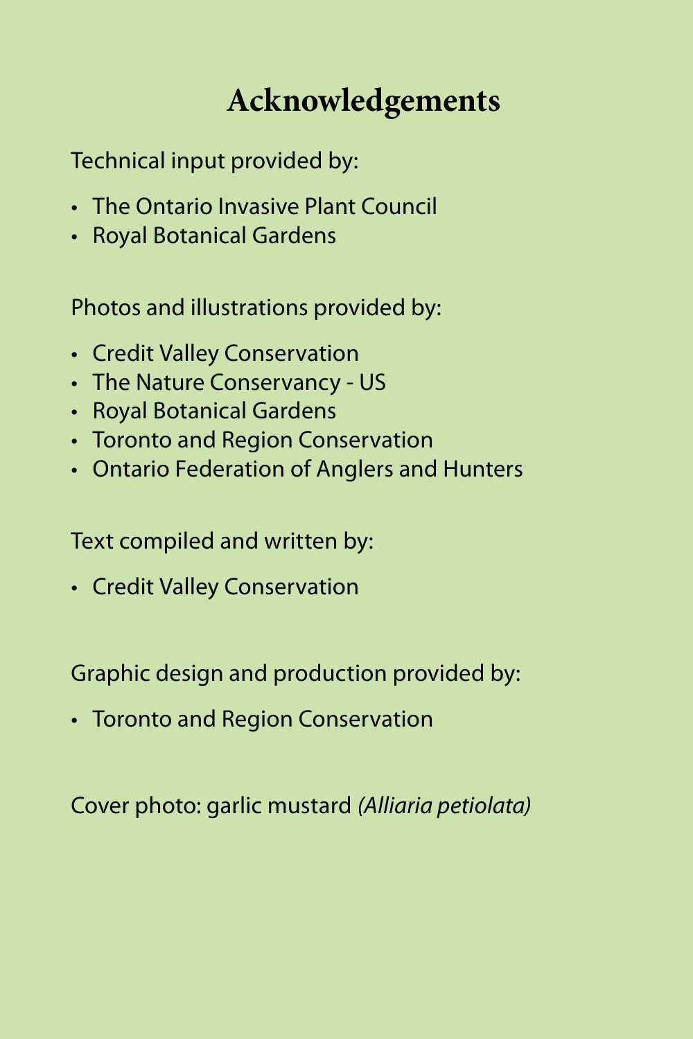# Acknowledgements

Technical input provided by:

- The Ontario Invasive Plant Council
- Royal Botanical Gardens

Photos and illustrations provided by:

- Credit Valley Conservation
- The Nature Conservancy - US
- Royal Botanical Gardens
- Toronto and Region Conservation
- Ontario Federation of Anglers and Hunters

Text compiled and written by:

- Credit Valley Conservation

Graphic design and production provided by:

- Toronto and Region Conservation

Cover photo: garlic mustard *(Alliaria petiolata)*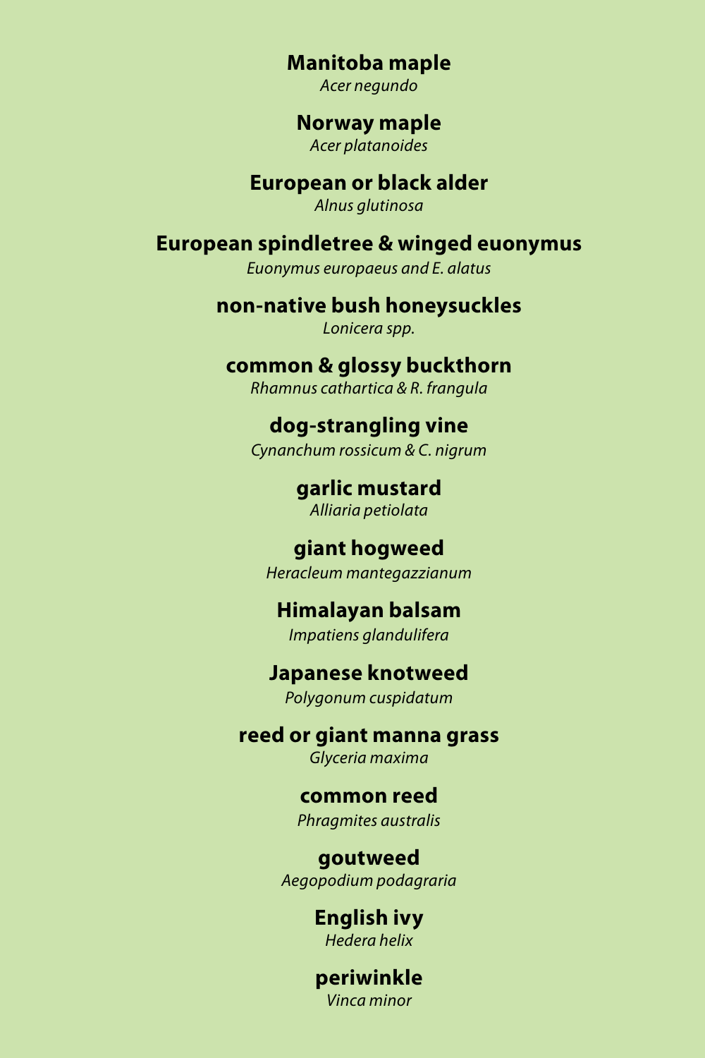**Manitoba maple**
*Acer negundo*

**Norway maple**
*Acer platanoides*

**European or black alder**
*Alnus glutinosa*

**European spindletree & winged euonymus**
*Euonymus europaeus and E. alatus*

**non-native bush honeysuckles**
*Lonicera spp.*

**common & glossy buckthorn**
*Rhamnus cathartica & R. frangula*

**dog-strangling vine**
*Cynanchum rossicum & C. nigrum*

**garlic mustard**
*Alliaria petiolata*

**giant hogweed**
*Heracleum mantegazzianum*

**Himalayan balsam**
*Impatiens glandulifera*

**Japanese knotweed**
*Polygonum cuspidatum*

**reed or giant manna grass**
*Glyceria maxima*

**common reed**
*Phragmites australis*

**goutweed**
*Aegopodium podagraria*

**English ivy**
*Hedera helix*

**periwinkle**
*Vinca minor*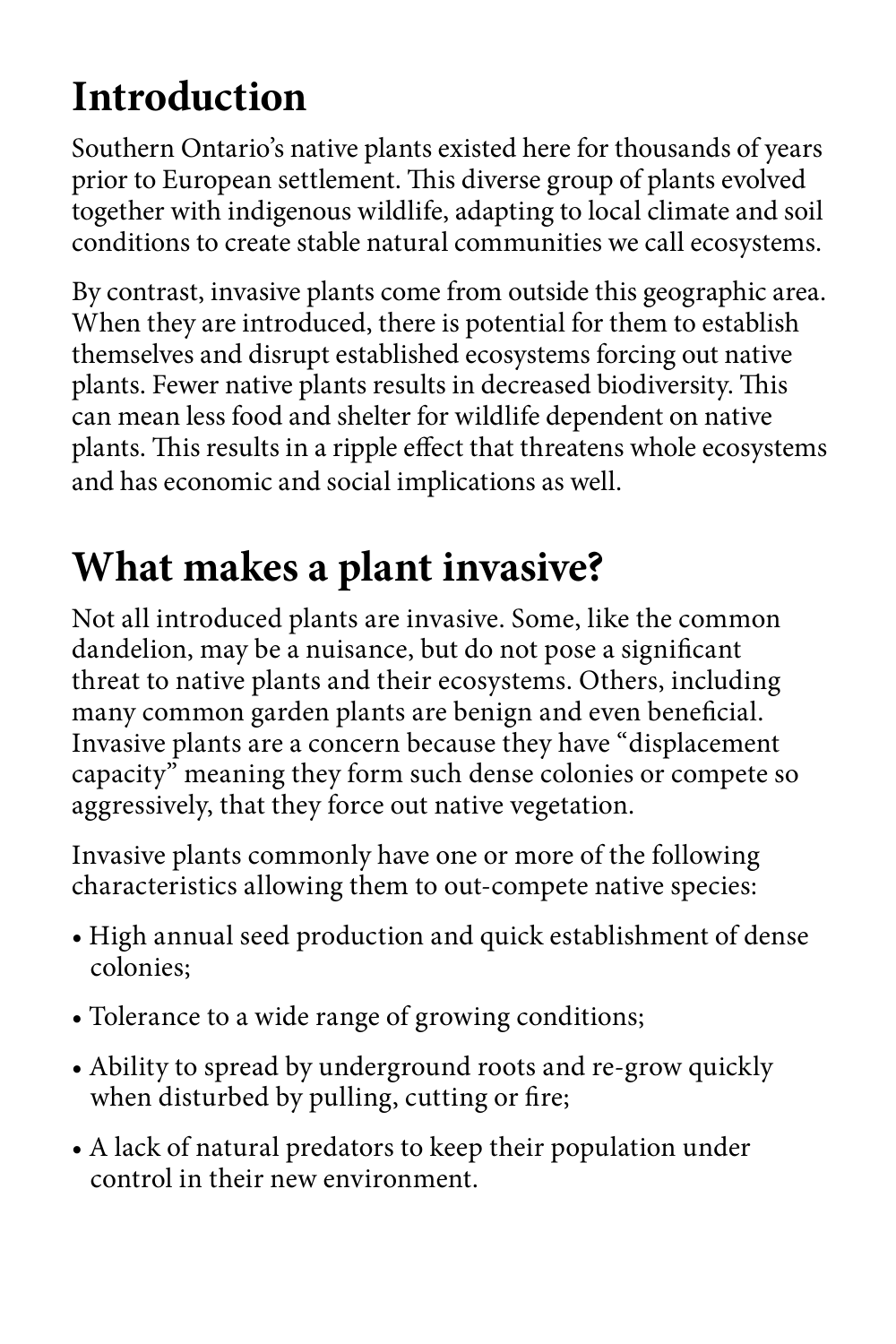# Introduction

Southern Ontario's native plants existed here for thousands of years prior to European settlement. This diverse group of plants evolved together with indigenous wildlife, adapting to local climate and soil conditions to create stable natural communities we call ecosystems.

By contrast, invasive plants come from outside this geographic area. When they are introduced, there is potential for them to establish themselves and disrupt established ecosystems forcing out native plants. Fewer native plants results in decreased biodiversity. This can mean less food and shelter for wildlife dependent on native plants. This results in a ripple effect that threatens whole ecosystems and has economic and social implications as well.

# What makes a plant invasive?

Not all introduced plants are invasive. Some, like the common dandelion, may be a nuisance, but do not pose a significant threat to native plants and their ecosystems. Others, including many common garden plants are benign and even beneficial. Invasive plants are a concern because they have "displacement capacity" meaning they form such dense colonies or compete so aggressively, that they force out native vegetation.

Invasive plants commonly have one or more of the following characteristics allowing them to out-compete native species:

- High annual seed production and quick establishment of dense colonies;
- Tolerance to a wide range of growing conditions;
- Ability to spread by underground roots and re-grow quickly when disturbed by pulling, cutting or fire;
- A lack of natural predators to keep their population under control in their new environment.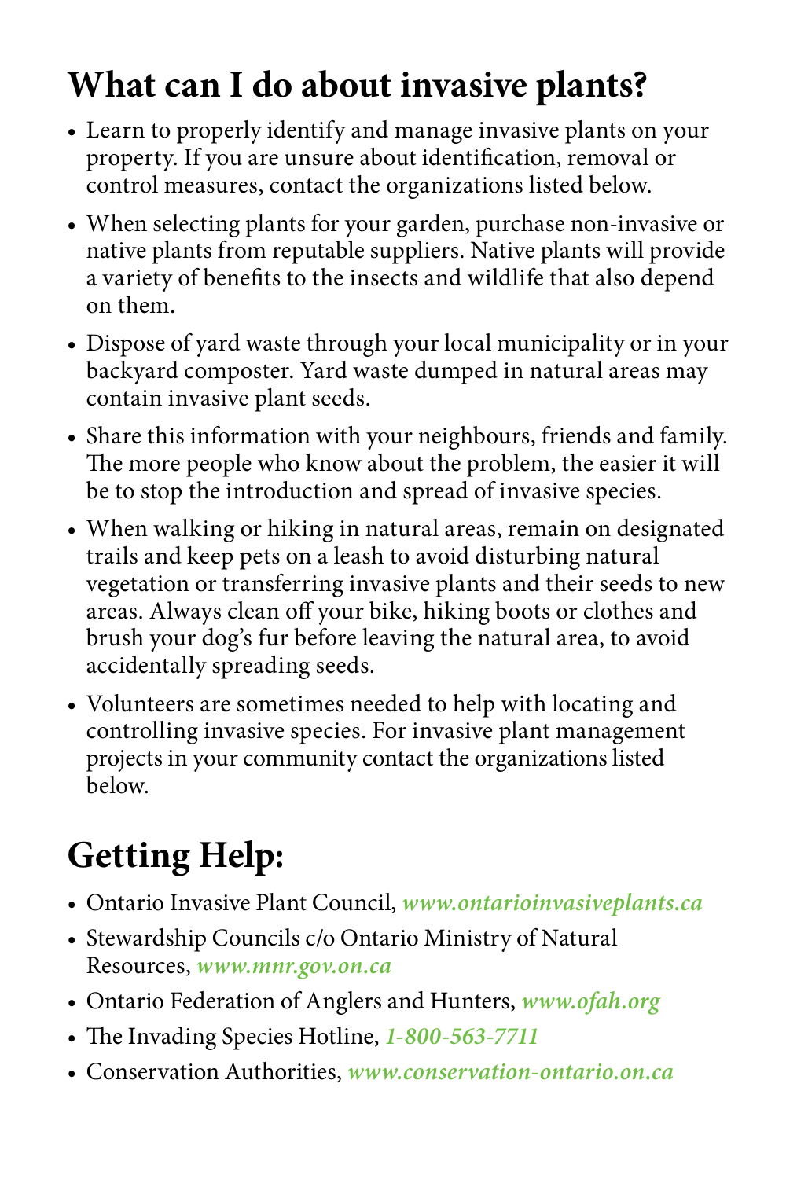# What can I do about invasive plants?

- Learn to properly identify and manage invasive plants on your property. If you are unsure about identification, removal or control measures, contact the organizations listed below.
- When selecting plants for your garden, purchase non-invasive or native plants from reputable suppliers. Native plants will provide a variety of benefits to the insects and wildlife that also depend on them.
- Dispose of yard waste through your local municipality or in your backyard composter. Yard waste dumped in natural areas may contain invasive plant seeds.
- Share this information with your neighbours, friends and family. The more people who know about the problem, the easier it will be to stop the introduction and spread of invasive species.
- When walking or hiking in natural areas, remain on designated trails and keep pets on a leash to avoid disturbing natural vegetation or transferring invasive plants and their seeds to new areas. Always clean off your bike, hiking boots or clothes and brush your dog's fur before leaving the natural area, to avoid accidentally spreading seeds.
- Volunteers are sometimes needed to help with locating and controlling invasive species. For invasive plant management projects in your community contact the organizations listed below.

# Getting Help:

- Ontario Invasive Plant Council, ***www.ontarioinvasiveplants.ca***
- Stewardship Councils c/o Ontario Ministry of Natural Resources, ***www.mnr.gov.on.ca***
- Ontario Federation of Anglers and Hunters, ***www.ofah.org***
- The Invading Species Hotline, ***1-800-563-7711***
- Conservation Authorities, ***www.conservation-ontario.on.ca***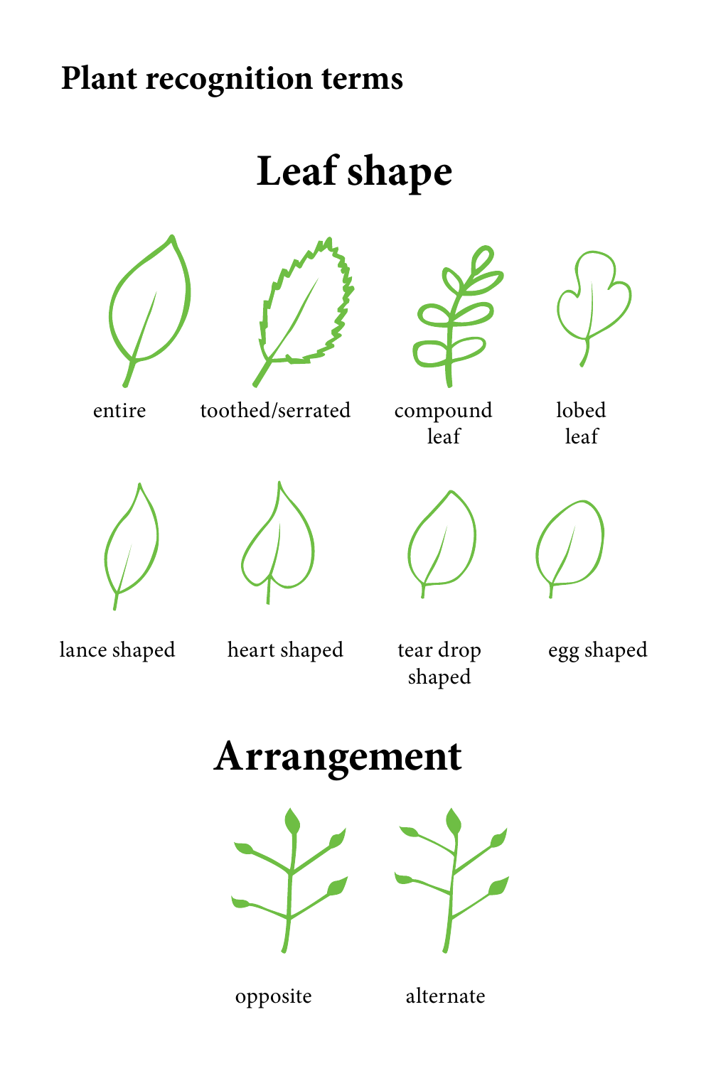# Plant recognition terms

## Leaf shape

entire

toothed/serrated

compound leaf

lobed leaf

lance shaped

heart shaped

tear drop shaped

egg shaped

## Arrangement

opposite

alternate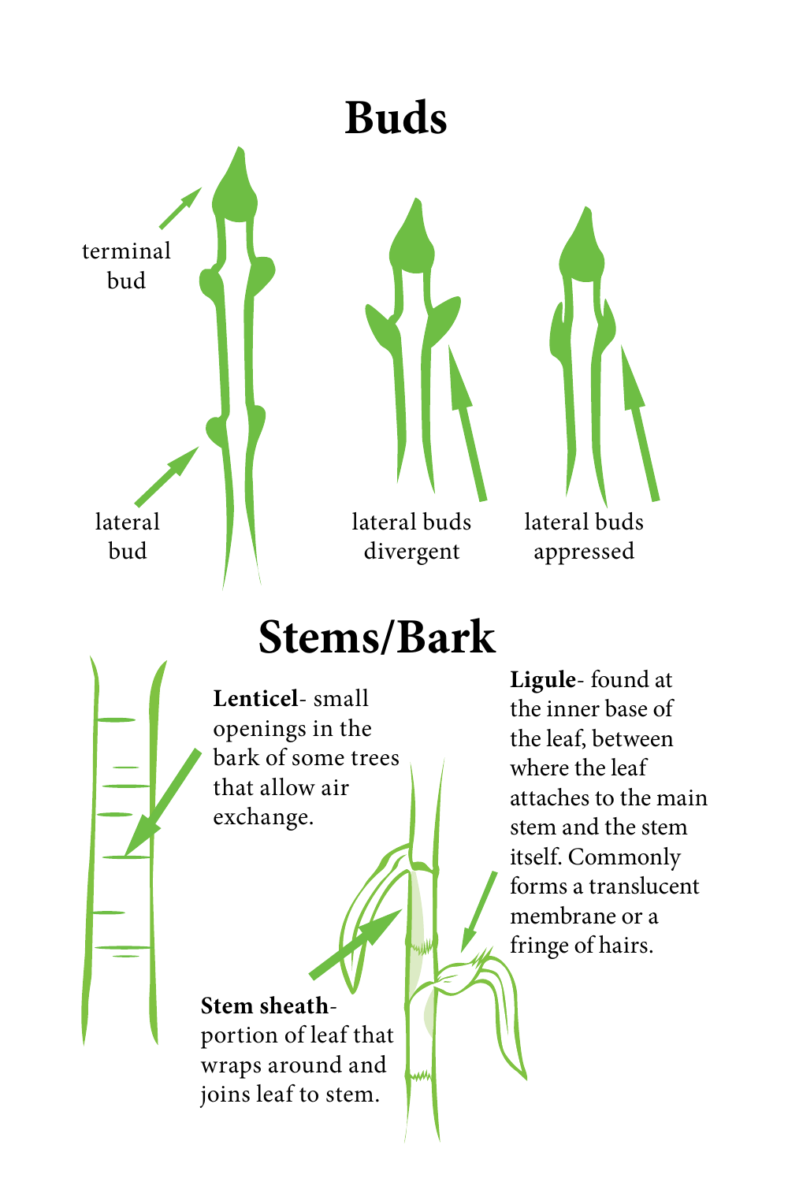# Buds

terminal bud

lateral bud

lateral buds divergent

lateral buds appressed

# Stems/Bark

**Lenticel**- small openings in the bark of some trees that allow air exchange.

**Ligule**- found at the inner base of the leaf, between where the leaf attaches to the main stem and the stem itself. Commonly forms a translucent membrane or a fringe of hairs.

**Stem sheath**- portion of leaf that wraps around and joins leaf to stem.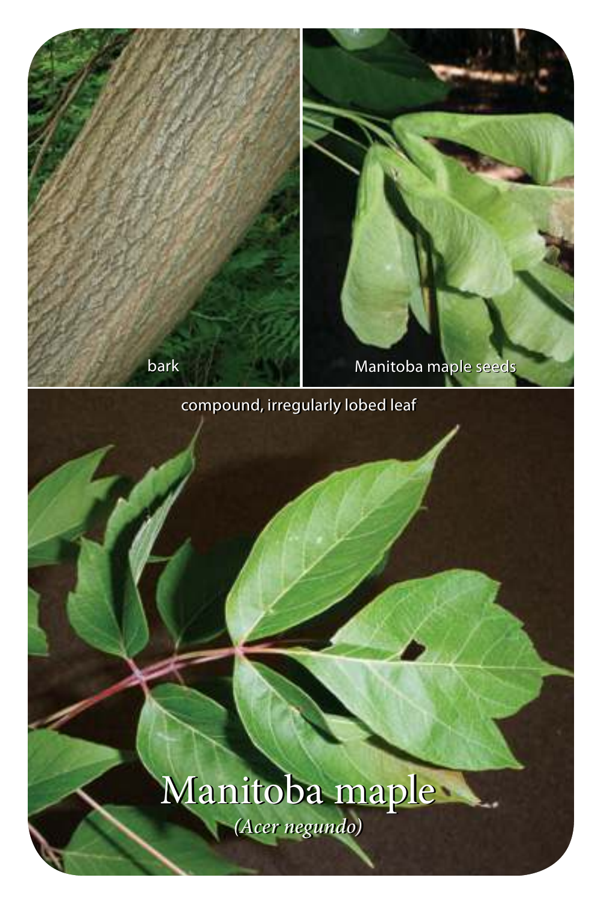bark

Manitoba maple seeds

compound, irregularly lobed leaf

# Manitoba maple

*(Acer negundo)*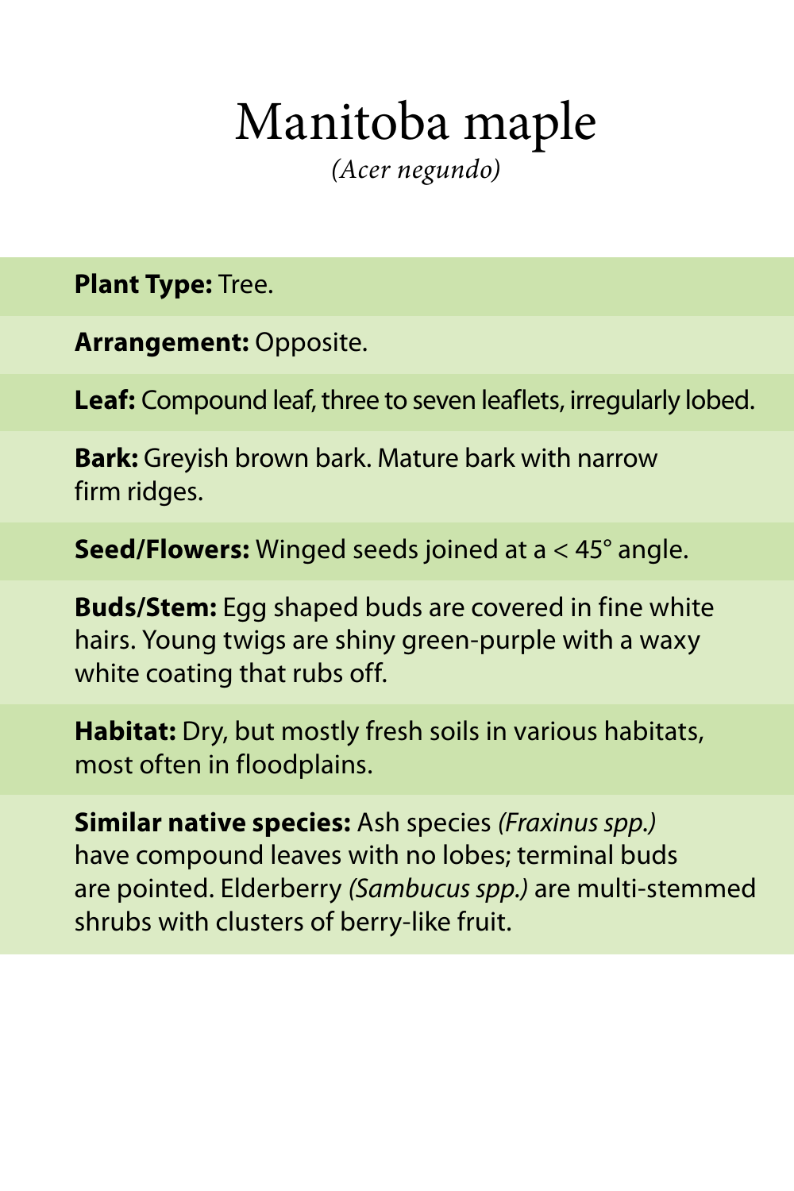# Manitoba maple

*(Acer negundo)*

**Plant Type:** Tree.

**Arrangement:** Opposite.

**Leaf:** Compound leaf, three to seven leaflets, irregularly lobed.

**Bark:** Greyish brown bark. Mature bark with narrow firm ridges.

**Seed/Flowers:** Winged seeds joined at a < 45° angle.

**Buds/Stem:** Egg shaped buds are covered in fine white hairs. Young twigs are shiny green-purple with a waxy white coating that rubs off.

**Habitat:** Dry, but mostly fresh soils in various habitats, most often in floodplains.

**Similar native species:** Ash species *(Fraxinus spp.)* have compound leaves with no lobes; terminal buds are pointed. Elderberry *(Sambucus spp.)* are multi-stemmed shrubs with clusters of berry-like fruit.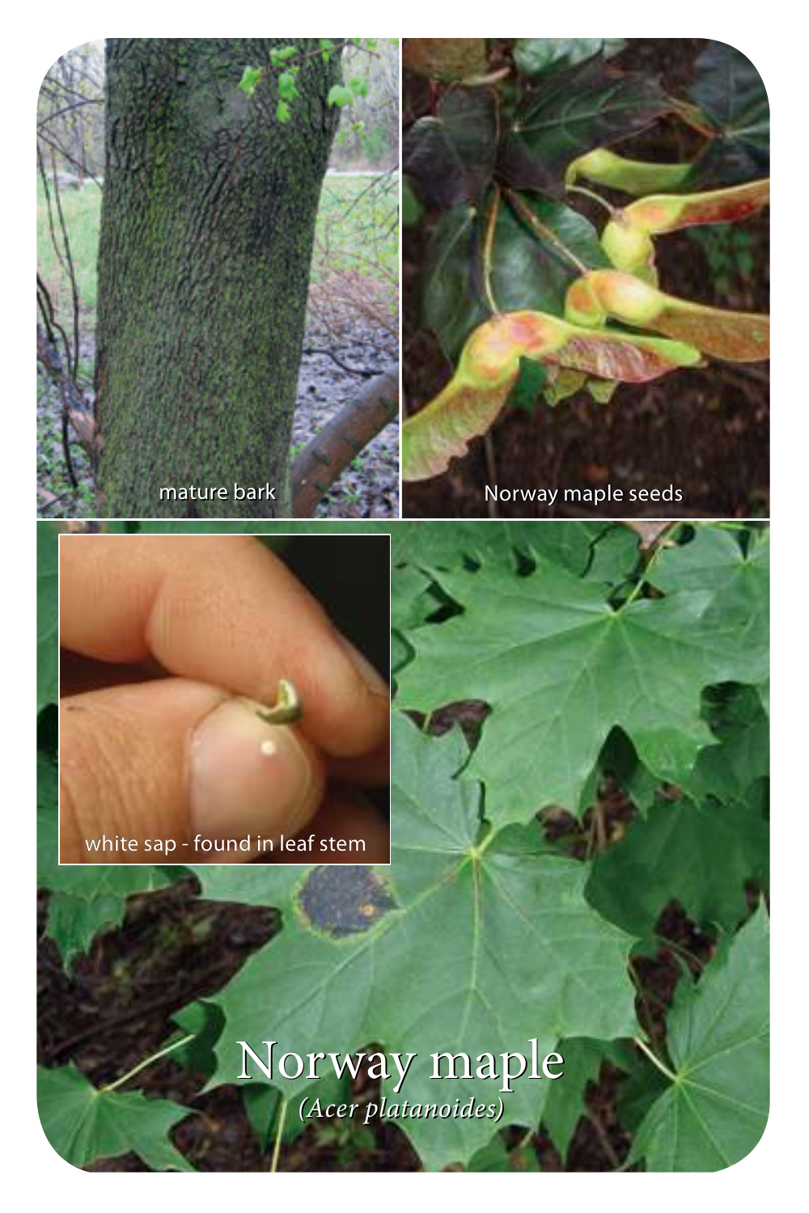mature bark

Norway maple seeds

white sap - found in leaf stem

# Norway maple

*(Acer platanoides)*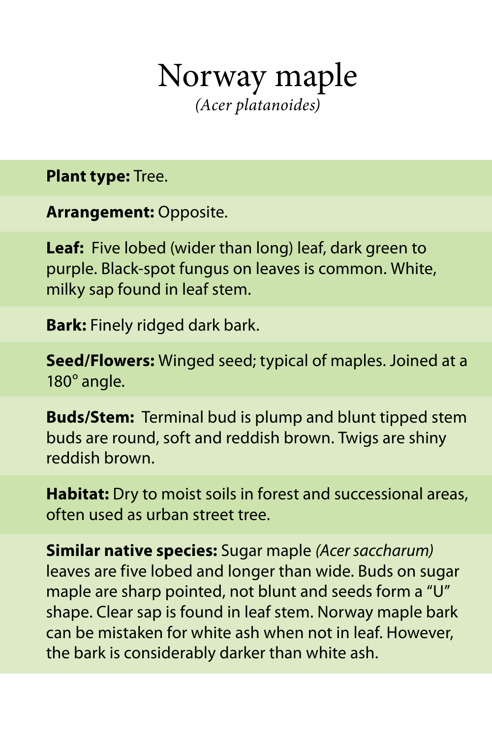# Norway maple

*(Acer platanoides)*

**Plant type:** Tree.

**Arrangement:** Opposite.

**Leaf:** Five lobed (wider than long) leaf, dark green to purple. Black-spot fungus on leaves is common. White, milky sap found in leaf stem.

**Bark:** Finely ridged dark bark.

**Seed/Flowers:** Winged seed; typical of maples. Joined at a 180° angle.

**Buds/Stem:** Terminal bud is plump and blunt tipped stem buds are round, soft and reddish brown. Twigs are shiny reddish brown.

**Habitat:** Dry to moist soils in forest and successional areas, often used as urban street tree.

**Similar native species:** Sugar maple *(Acer saccharum)* leaves are five lobed and longer than wide. Buds on sugar maple are sharp pointed, not blunt and seeds form a "U" shape. Clear sap is found in leaf stem. Norway maple bark can be mistaken for white ash when not in leaf. However, the bark is considerably darker than white ash.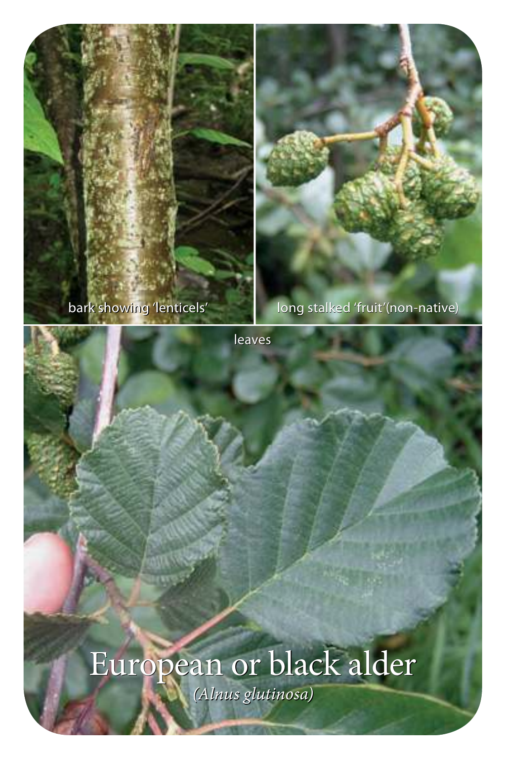bark showing 'lenticels'

long stalked 'fruit'(non-native)

leaves

# European or black alder

*(Alnus glutinosa)*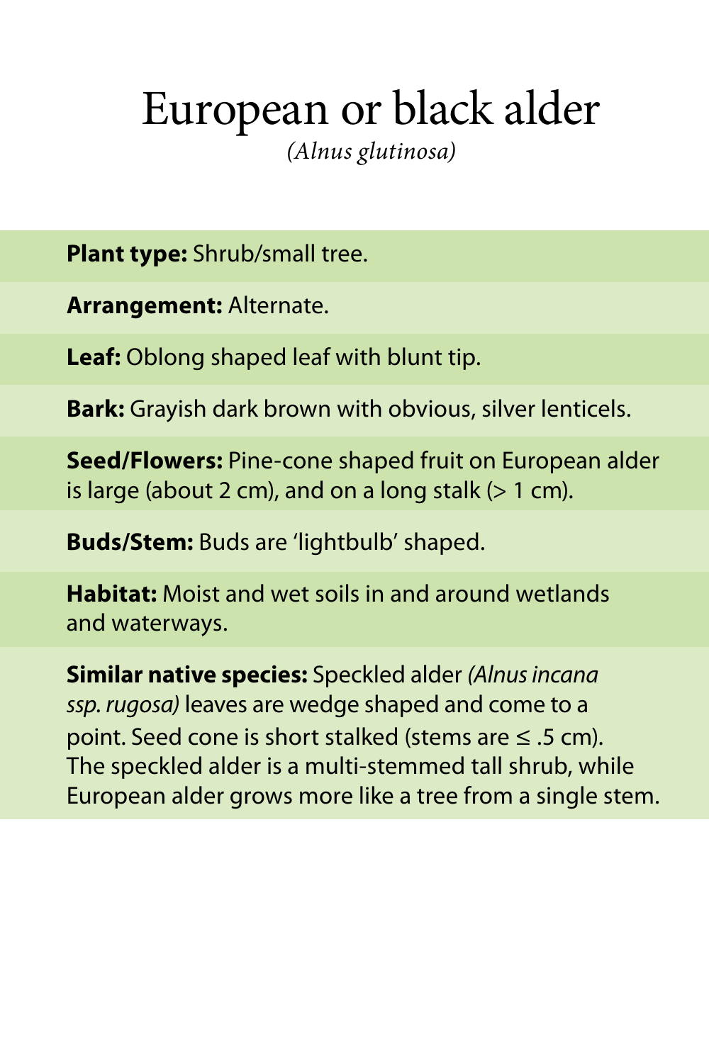# European or black alder

*(Alnus glutinosa)*

**Plant type:** Shrub/small tree.

**Arrangement:** Alternate.

**Leaf:** Oblong shaped leaf with blunt tip.

**Bark:** Grayish dark brown with obvious, silver lenticels.

**Seed/Flowers:** Pine-cone shaped fruit on European alder is large (about 2 cm), and on a long stalk (> 1 cm).

**Buds/Stem:** Buds are 'lightbulb' shaped.

**Habitat:** Moist and wet soils in and around wetlands and waterways.

**Similar native species:** Speckled alder *(Alnus incana ssp. rugosa)* leaves are wedge shaped and come to a point. Seed cone is short stalked (stems are ≤ .5 cm). The speckled alder is a multi-stemmed tall shrub, while European alder grows more like a tree from a single stem.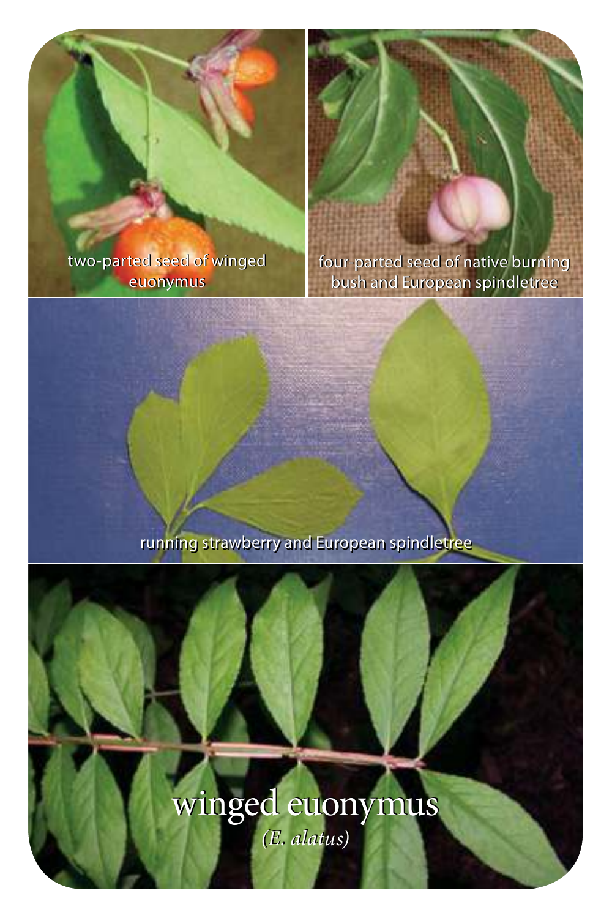two-parted seed of winged euonymus

four-parted seed of native burning bush and European spindletree

running strawberry and European spindletree

# winged euonymus

*(E. alatus)*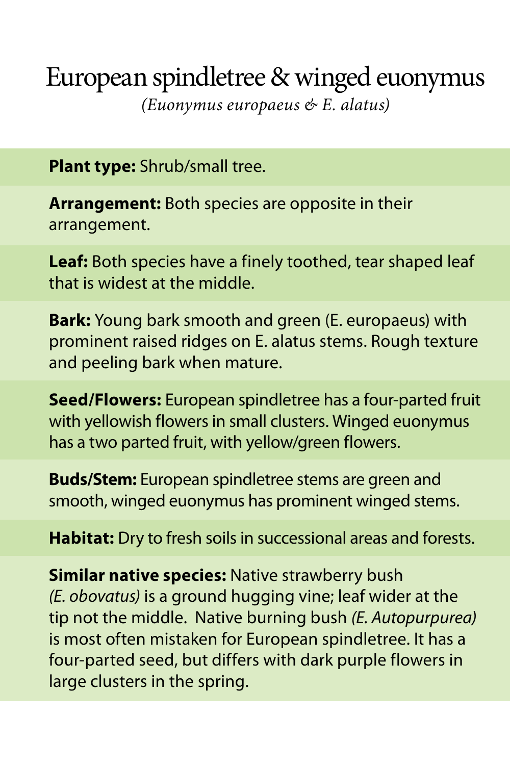# European spindletree & winged euonymus

*(Euonymus europaeus & E. alatus)*

**Plant type:** Shrub/small tree.

**Arrangement:** Both species are opposite in their arrangement.

**Leaf:** Both species have a finely toothed, tear shaped leaf that is widest at the middle.

**Bark:** Young bark smooth and green (E. europaeus) with prominent raised ridges on E. alatus stems. Rough texture and peeling bark when mature.

**Seed/Flowers:** European spindletree has a four-parted fruit with yellowish flowers in small clusters. Winged euonymus has a two parted fruit, with yellow/green flowers.

**Buds/Stem:** European spindletree stems are green and smooth, winged euonymus has prominent winged stems.

**Habitat:** Dry to fresh soils in successional areas and forests.

**Similar native species:** Native strawberry bush *(E. obovatus)* is a ground hugging vine; leaf wider at the tip not the middle. Native burning bush *(E. Autopurpurea)* is most often mistaken for European spindletree. It has a four-parted seed, but differs with dark purple flowers in large clusters in the spring.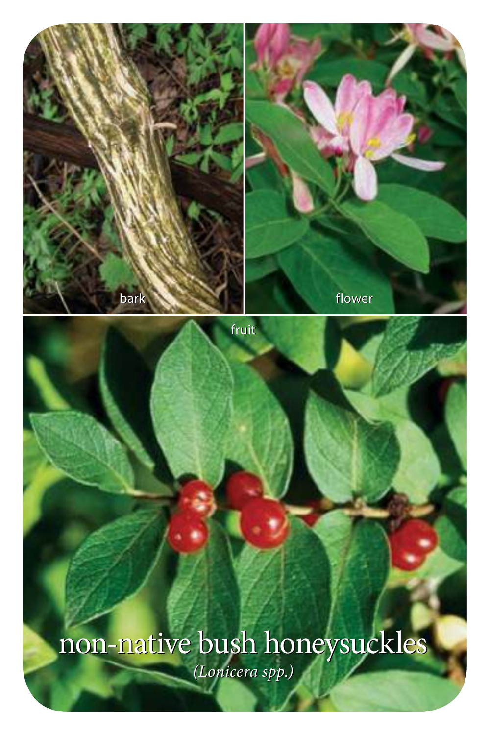bark

flower

fruit

# non-native bush honeysuckles

*(Lonicera spp.)*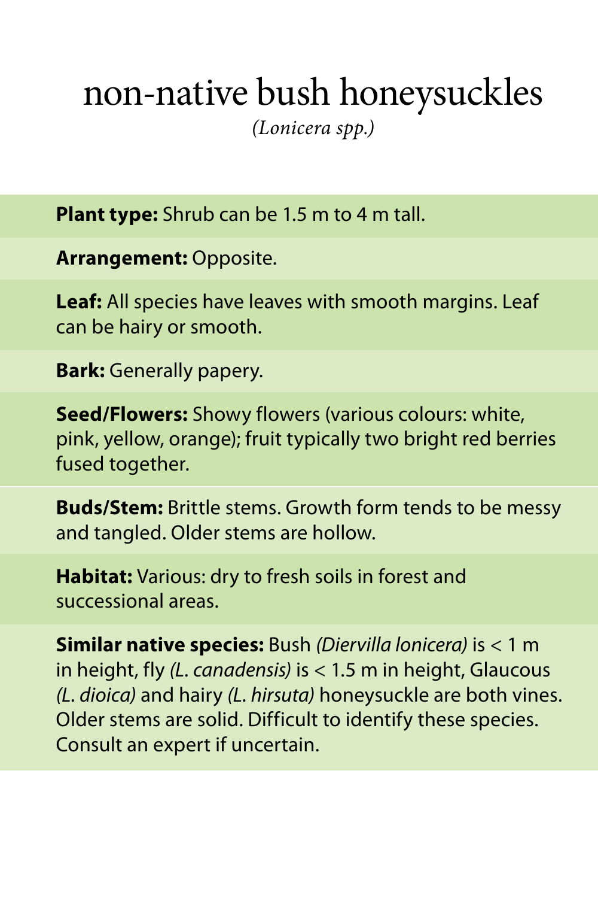# non-native bush honeysuckles

*(Lonicera spp.)*

**Plant type:** Shrub can be 1.5 m to 4 m tall.

**Arrangement:** Opposite.

**Leaf:** All species have leaves with smooth margins. Leaf can be hairy or smooth.

**Bark:** Generally papery.

**Seed/Flowers:** Showy flowers (various colours: white, pink, yellow, orange); fruit typically two bright red berries fused together.

**Buds/Stem:** Brittle stems. Growth form tends to be messy and tangled. Older stems are hollow.

**Habitat:** Various: dry to fresh soils in forest and successional areas.

**Similar native species:** Bush *(Diervilla lonicera)* is < 1 m in height, fly *(L. canadensis)* is < 1.5 m in height, Glaucous *(L. dioica)* and hairy *(L. hirsuta)* honeysuckle are both vines. Older stems are solid. Difficult to identify these species. Consult an expert if uncertain.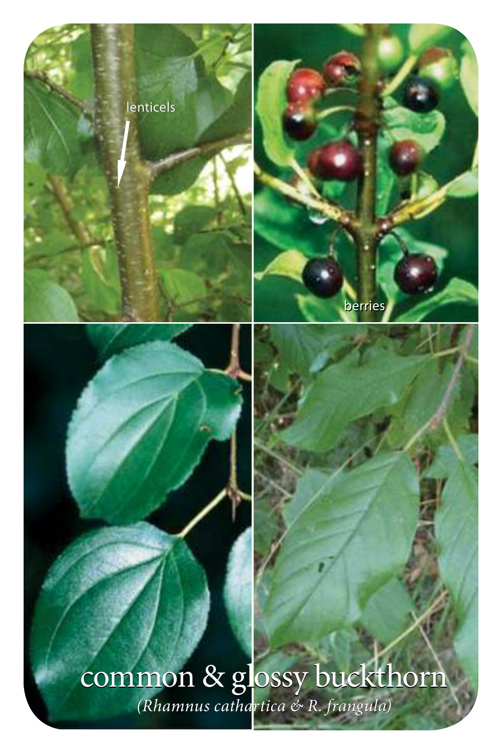lenticels

berries

# common & glossy buckthorn

*(Rhamnus cathartica & R. frangula)*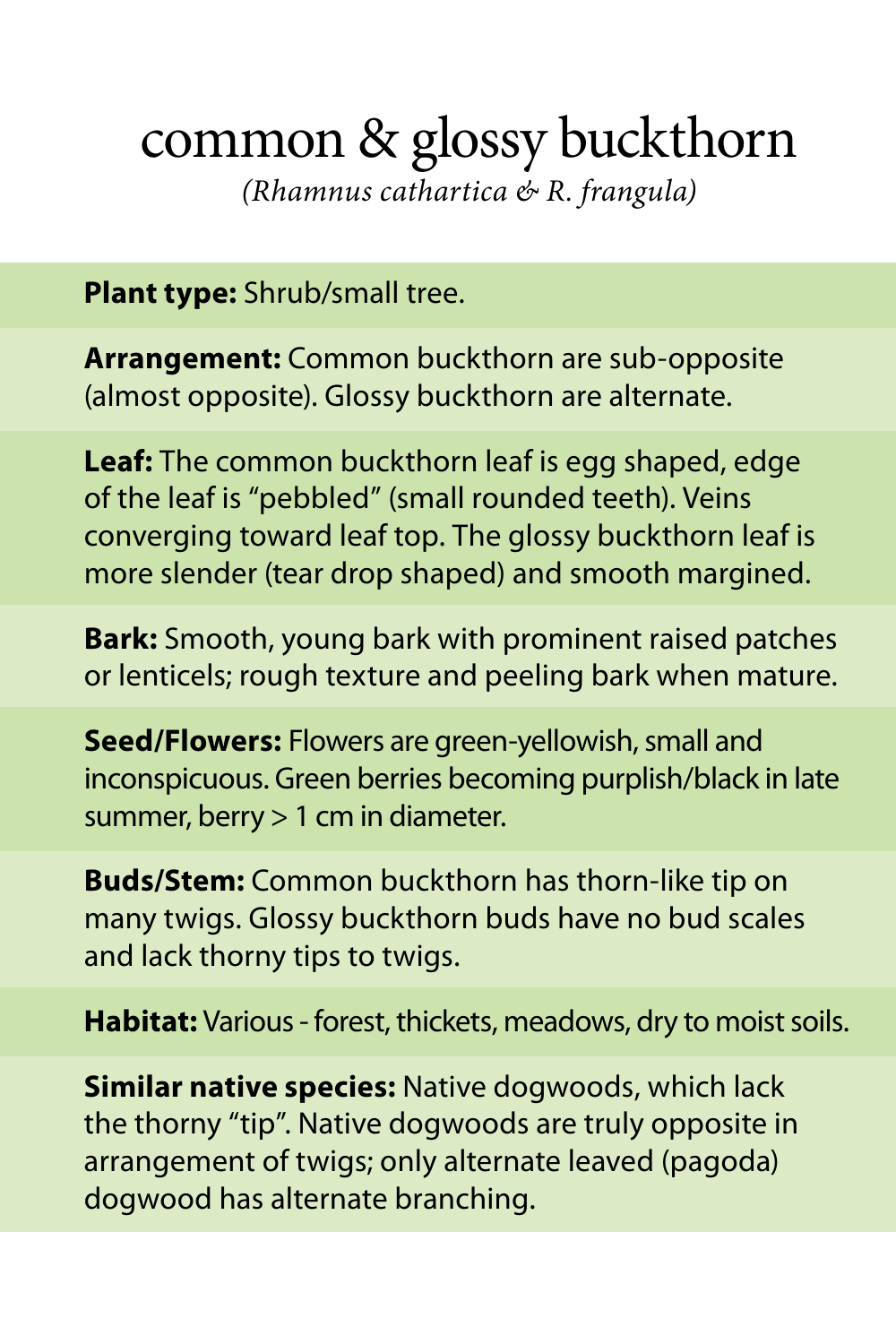# common & glossy buckthorn

*(Rhamnus cathartica & R. frangula)*

**Plant type:** Shrub/small tree.

**Arrangement:** Common buckthorn are sub-opposite (almost opposite). Glossy buckthorn are alternate.

**Leaf:** The common buckthorn leaf is egg shaped, edge of the leaf is "pebbled" (small rounded teeth). Veins converging toward leaf top. The glossy buckthorn leaf is more slender (tear drop shaped) and smooth margined.

**Bark:** Smooth, young bark with prominent raised patches or lenticels; rough texture and peeling bark when mature.

**Seed/Flowers:** Flowers are green-yellowish, small and inconspicuous. Green berries becoming purplish/black in late summer, berry > 1 cm in diameter.

**Buds/Stem:** Common buckthorn has thorn-like tip on many twigs. Glossy buckthorn buds have no bud scales and lack thorny tips to twigs.

**Habitat:** Various - forest, thickets, meadows, dry to moist soils.

**Similar native species:** Native dogwoods, which lack the thorny "tip". Native dogwoods are truly opposite in arrangement of twigs; only alternate leaved (pagoda) dogwood has alternate branching.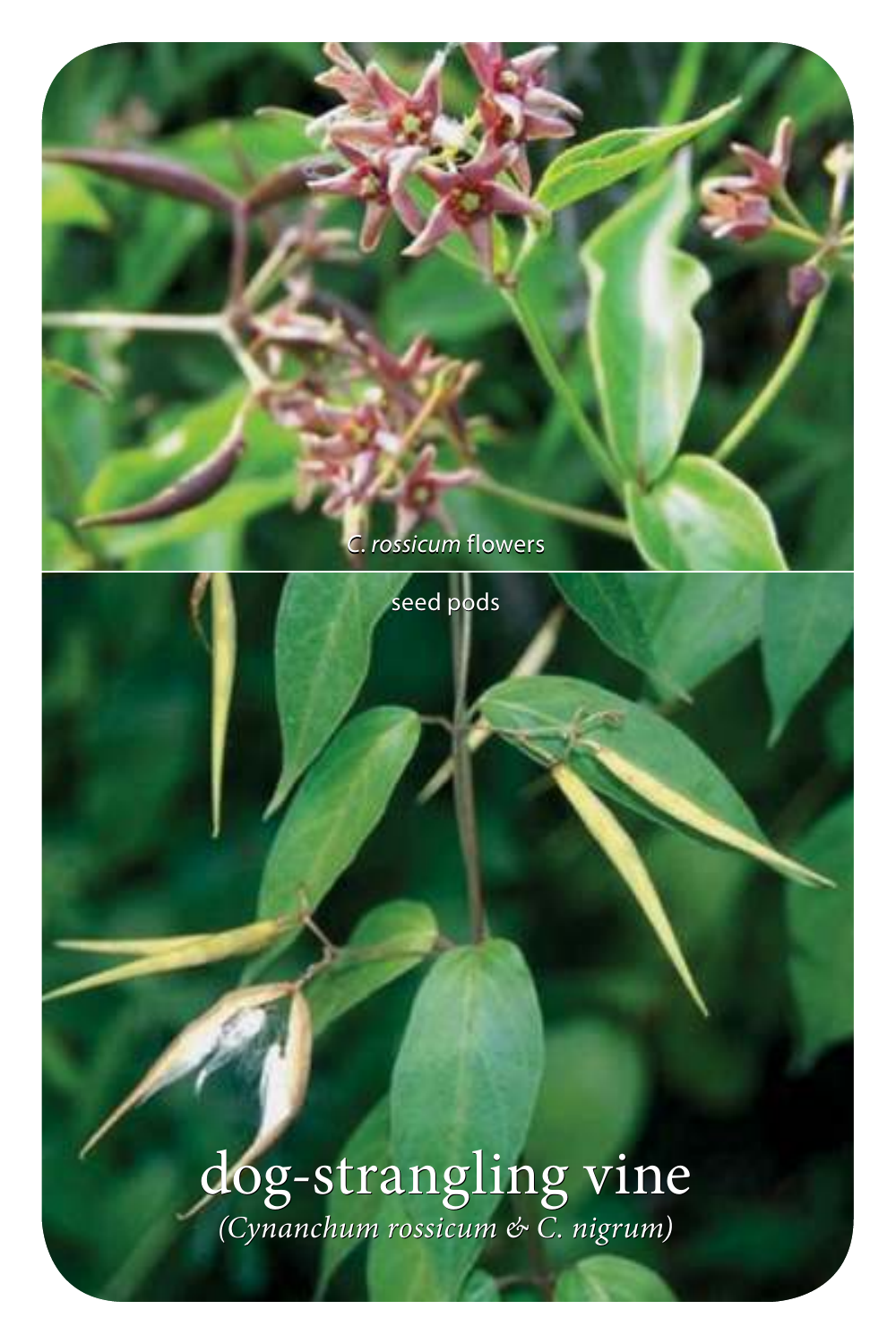*C. rossicum* flowers

seed pods

# dog-strangling vine

*(Cynanchum rossicum & C. nigrum)*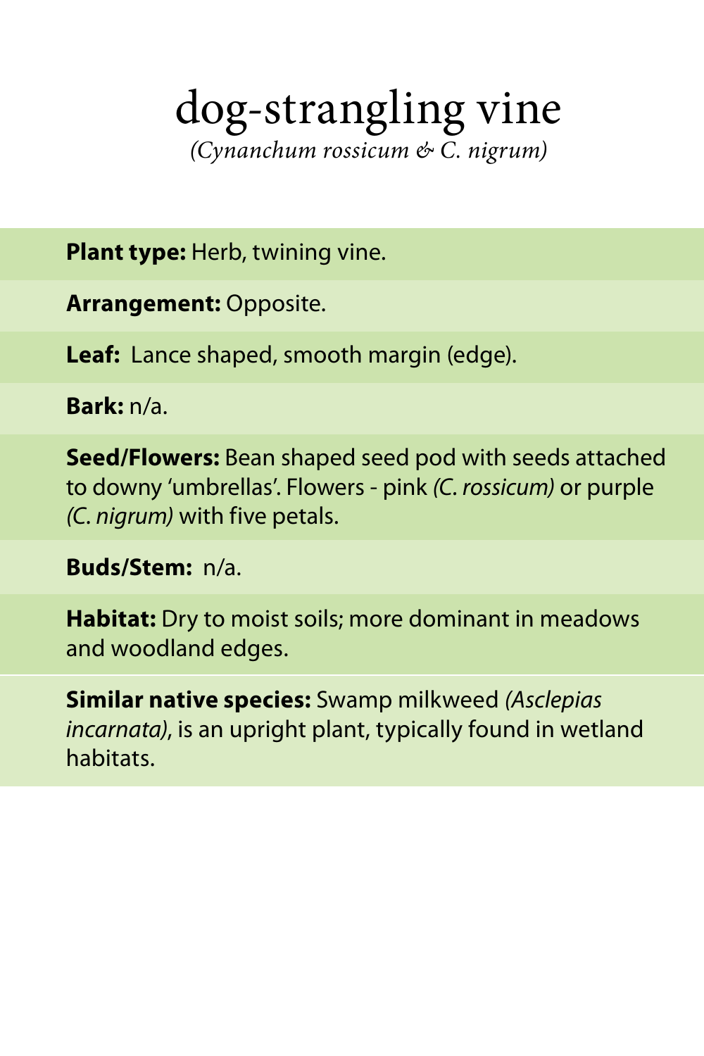# dog-strangling vine

*(Cynanchum rossicum & C. nigrum)*

**Plant type:** Herb, twining vine.

**Arrangement:** Opposite.

**Leaf:** Lance shaped, smooth margin (edge).

**Bark:** n/a.

**Seed/Flowers:** Bean shaped seed pod with seeds attached to downy 'umbrellas'. Flowers - pink *(C. rossicum)* or purple *(C. nigrum)* with five petals.

**Buds/Stem:** n/a.

**Habitat:** Dry to moist soils; more dominant in meadows and woodland edges.

**Similar native species:** Swamp milkweed *(Asclepias incarnata)*, is an upright plant, typically found in wetland habitats.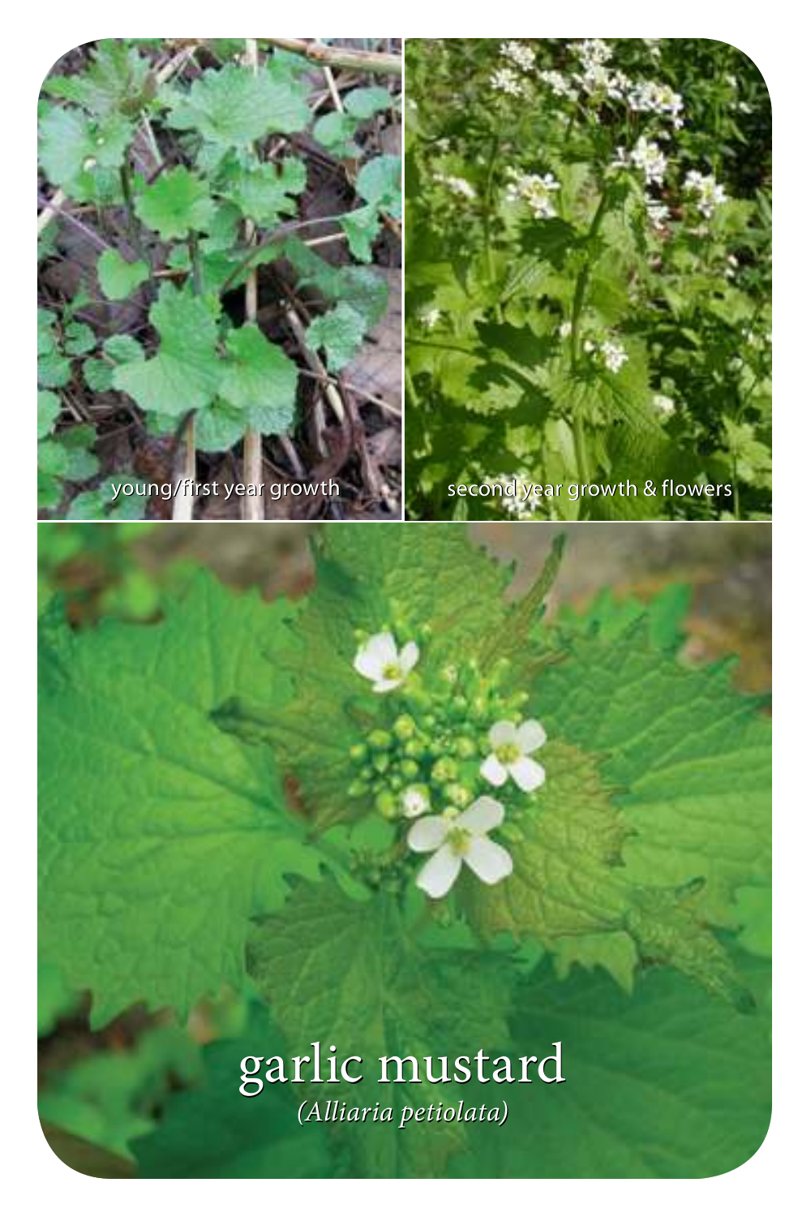young/first year growth

second year growth & flowers

# garlic mustard

*(Alliaria petiolata)*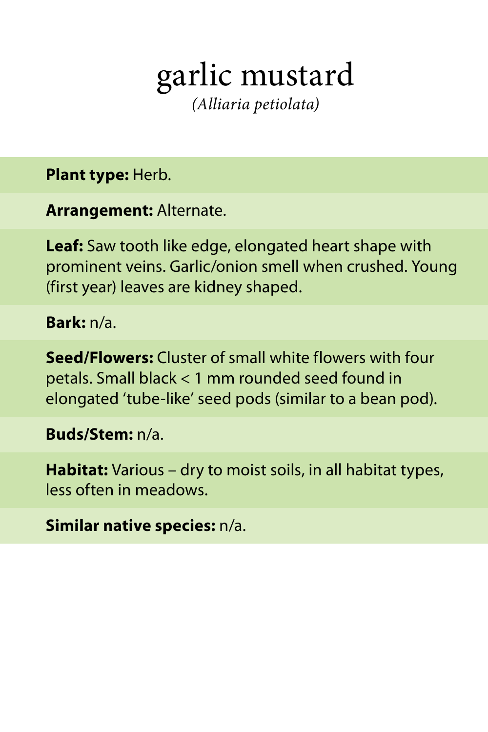# garlic mustard

*(Alliaria petiolata)*

**Plant type:** Herb.

**Arrangement:** Alternate.

**Leaf:** Saw tooth like edge, elongated heart shape with prominent veins. Garlic/onion smell when crushed. Young (first year) leaves are kidney shaped.

**Bark:** n/a.

**Seed/Flowers:** Cluster of small white flowers with four petals. Small black < 1 mm rounded seed found in elongated 'tube-like' seed pods (similar to a bean pod).

**Buds/Stem:** n/a.

**Habitat:** Various – dry to moist soils, in all habitat types, less often in meadows.

**Similar native species:** n/a.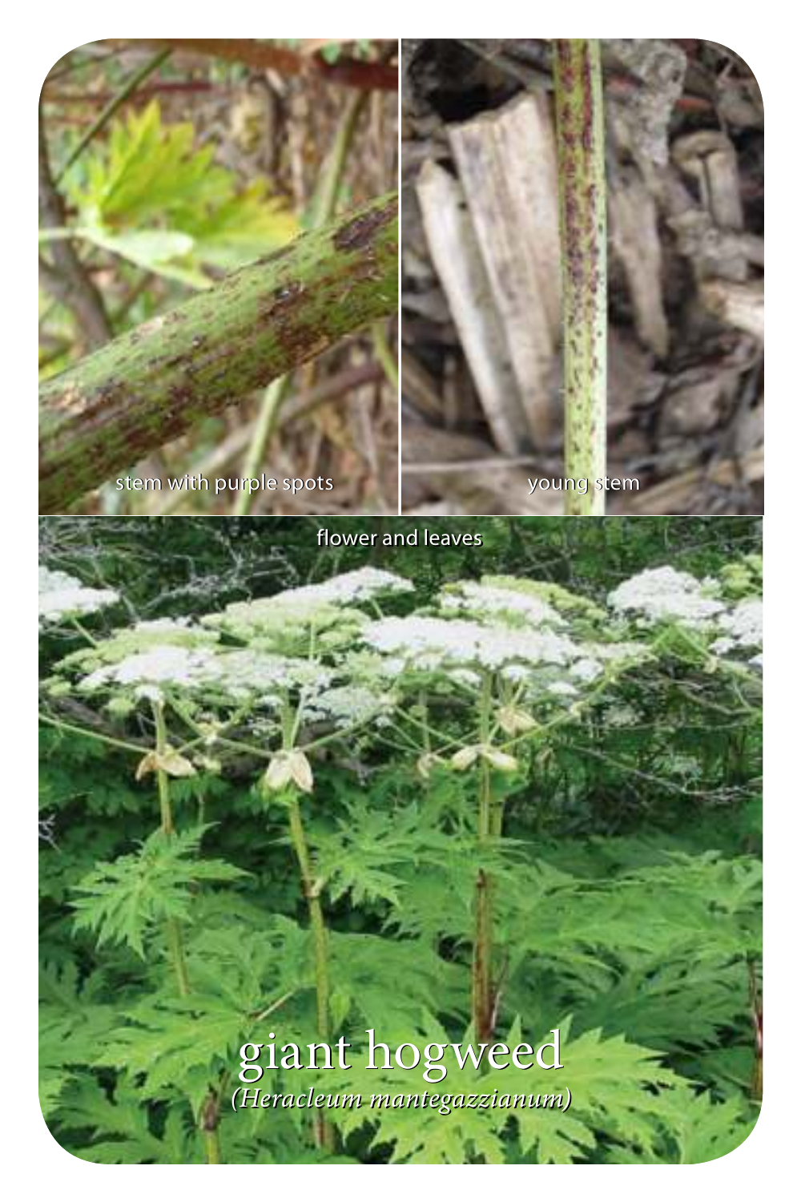stem with purple spots

young stem

flower and leaves

# giant hogweed

*(Heracleum mantegazzianum)*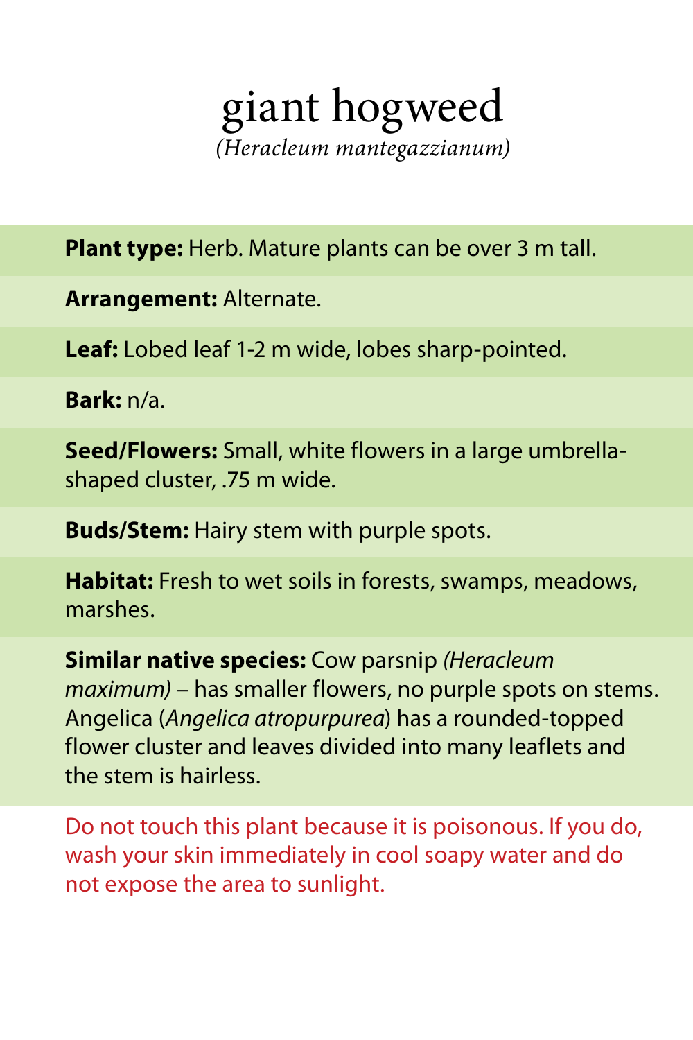# giant hogweed

*(Heracleum mantegazzianum)*

**Plant type:** Herb. Mature plants can be over 3 m tall.

**Arrangement:** Alternate.

**Leaf:** Lobed leaf 1-2 m wide, lobes sharp-pointed.

**Bark:** n/a.

**Seed/Flowers:** Small, white flowers in a large umbrella-shaped cluster, .75 m wide.

**Buds/Stem:** Hairy stem with purple spots.

**Habitat:** Fresh to wet soils in forests, swamps, meadows, marshes.

**Similar native species:** Cow parsnip *(Heracleum maximum)* – has smaller flowers, no purple spots on stems. Angelica (*Angelica atropurpurea*) has a rounded-topped flower cluster and leaves divided into many leaflets and the stem is hairless.

Do not touch this plant because it is poisonous. If you do, wash your skin immediately in cool soapy water and do not expose the area to sunlight.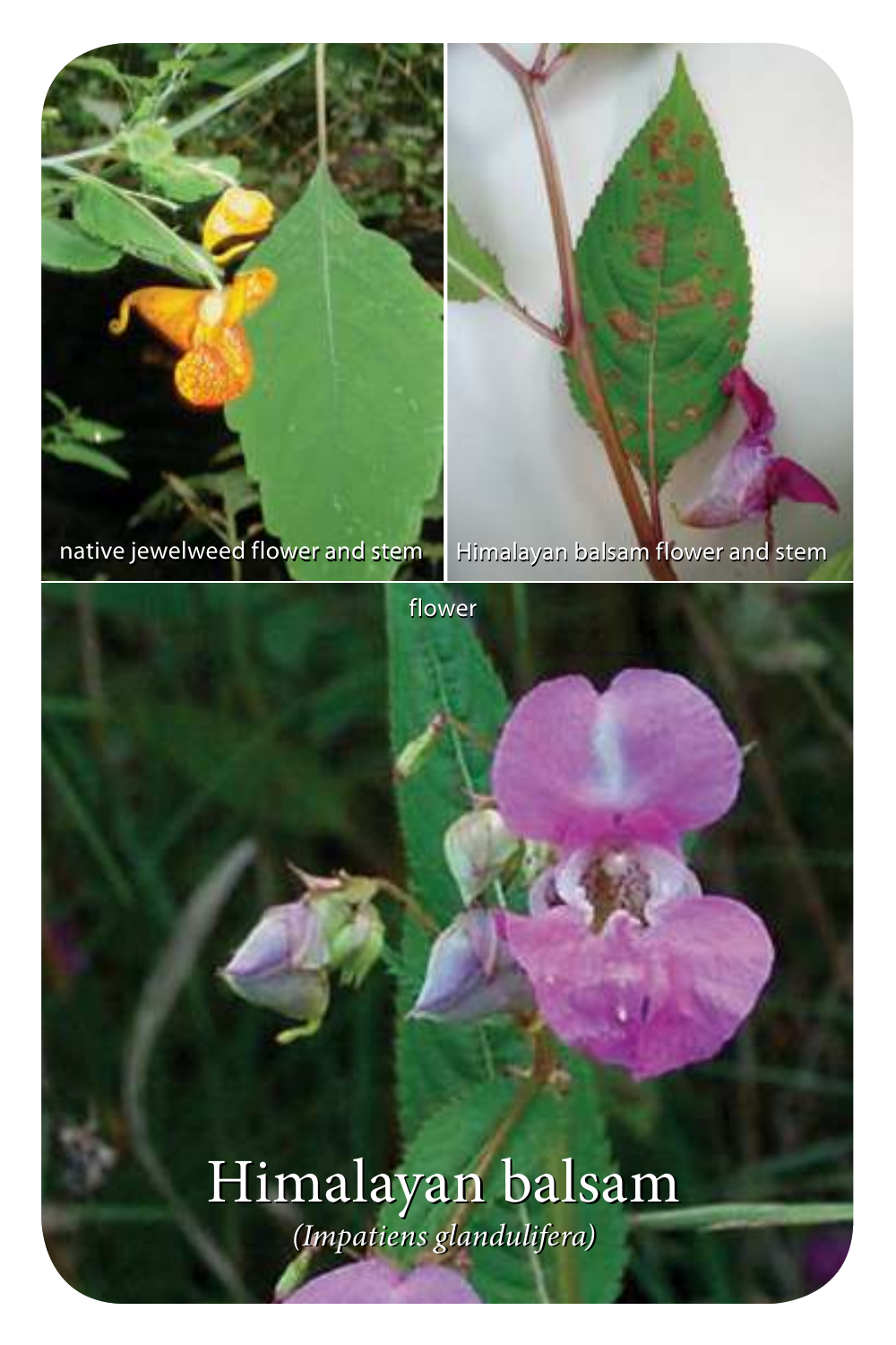native jewelweed flower and stem

Himalayan balsam flower and stem

flower

# Himalayan balsam

*(Impatiens glandulifera)*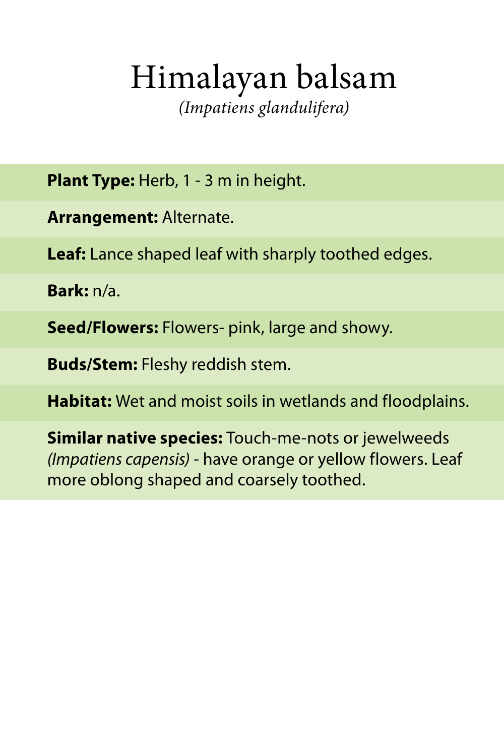# Himalayan balsam

*(Impatiens glandulifera)*

**Plant Type:** Herb, 1 - 3 m in height.

**Arrangement:** Alternate.

**Leaf:** Lance shaped leaf with sharply toothed edges.

**Bark:** n/a.

**Seed/Flowers:** Flowers- pink, large and showy.

**Buds/Stem:** Fleshy reddish stem.

**Habitat:** Wet and moist soils in wetlands and floodplains.

**Similar native species:** Touch-me-nots or jewelweeds *(Impatiens capensis)* - have orange or yellow flowers. Leaf more oblong shaped and coarsely toothed.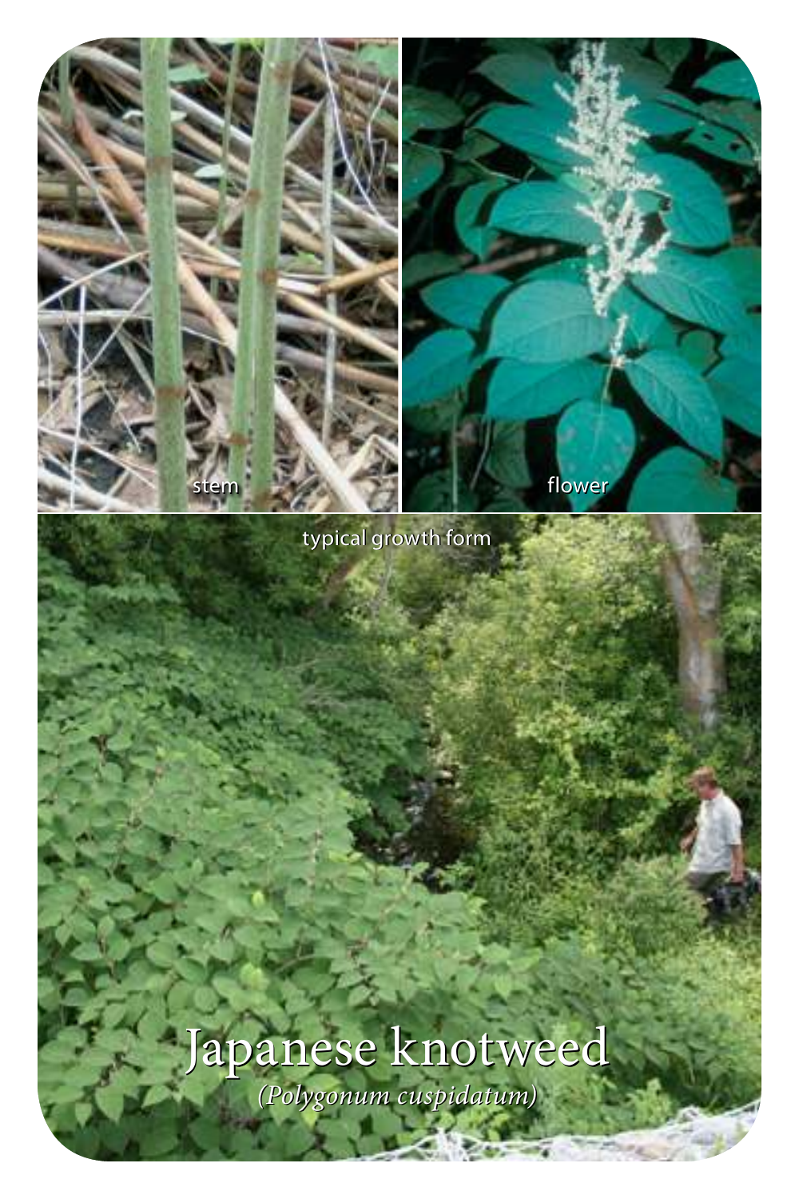stem

flower

typical growth form

# Japanese knotweed

*(Polygonum cuspidatum)*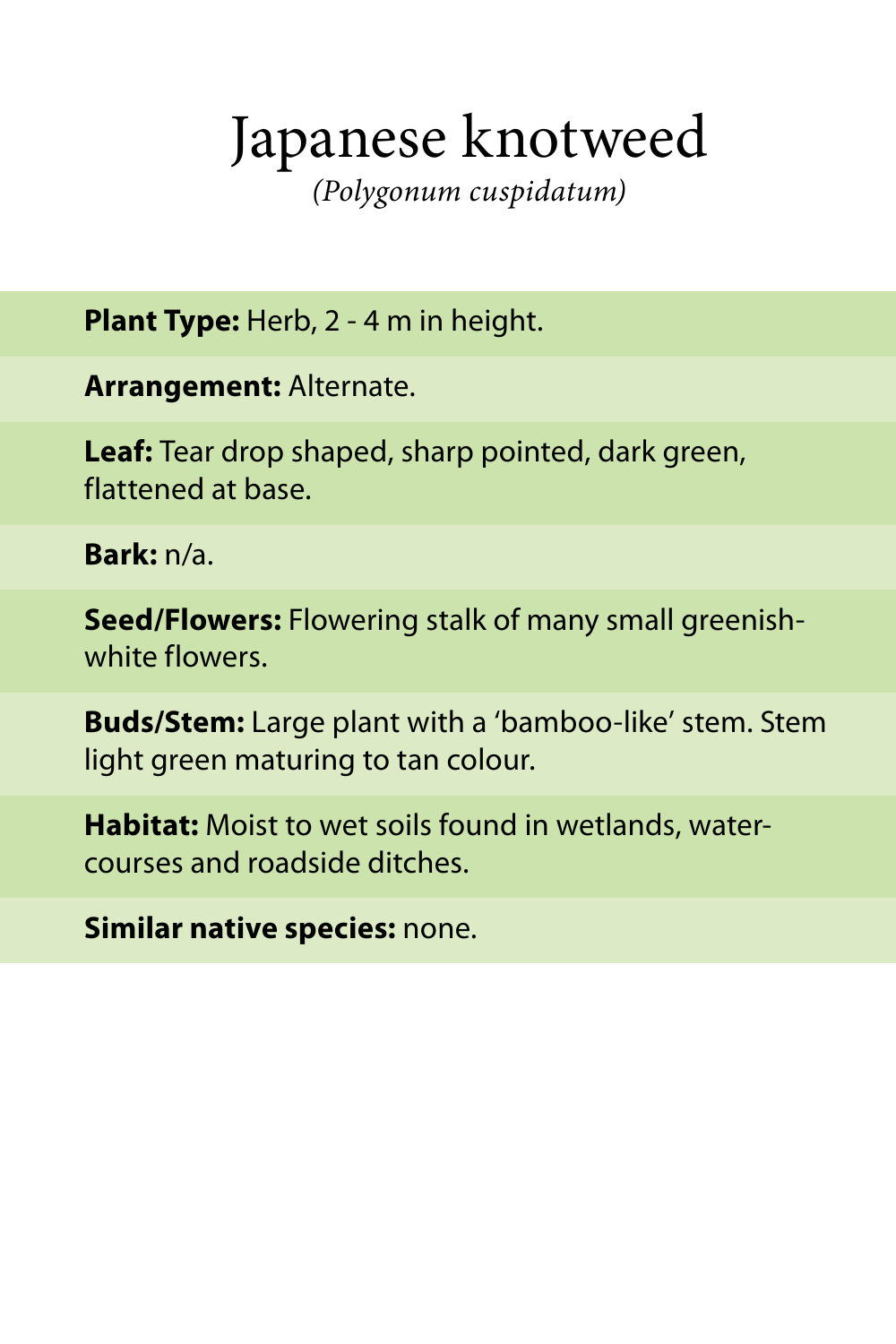# Japanese knotweed

*(Polygonum cuspidatum)*

**Plant Type:** Herb, 2 - 4 m in height.

**Arrangement:** Alternate.

**Leaf:** Tear drop shaped, sharp pointed, dark green, flattened at base.

**Bark:** n/a.

**Seed/Flowers:** Flowering stalk of many small greenish-white flowers.

**Buds/Stem:** Large plant with a 'bamboo-like' stem. Stem light green maturing to tan colour.

**Habitat:** Moist to wet soils found in wetlands, water-courses and roadside ditches.

**Similar native species:** none.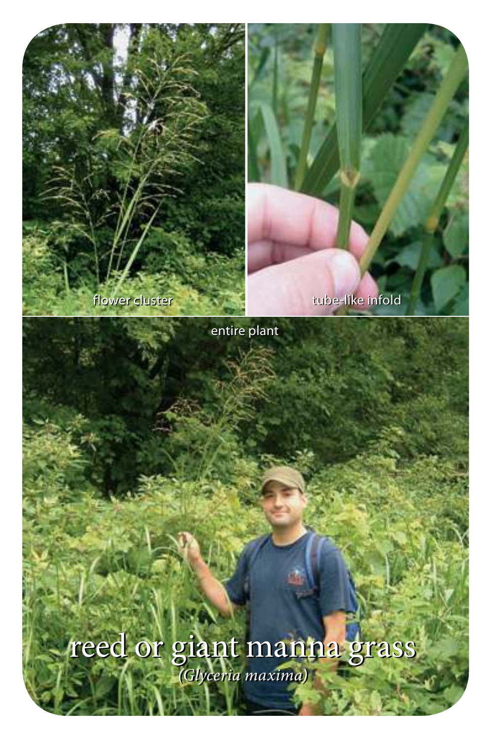flower cluster

tube-like infold

entire plant

# reed or giant manna grass

*(Glyceria maxima)*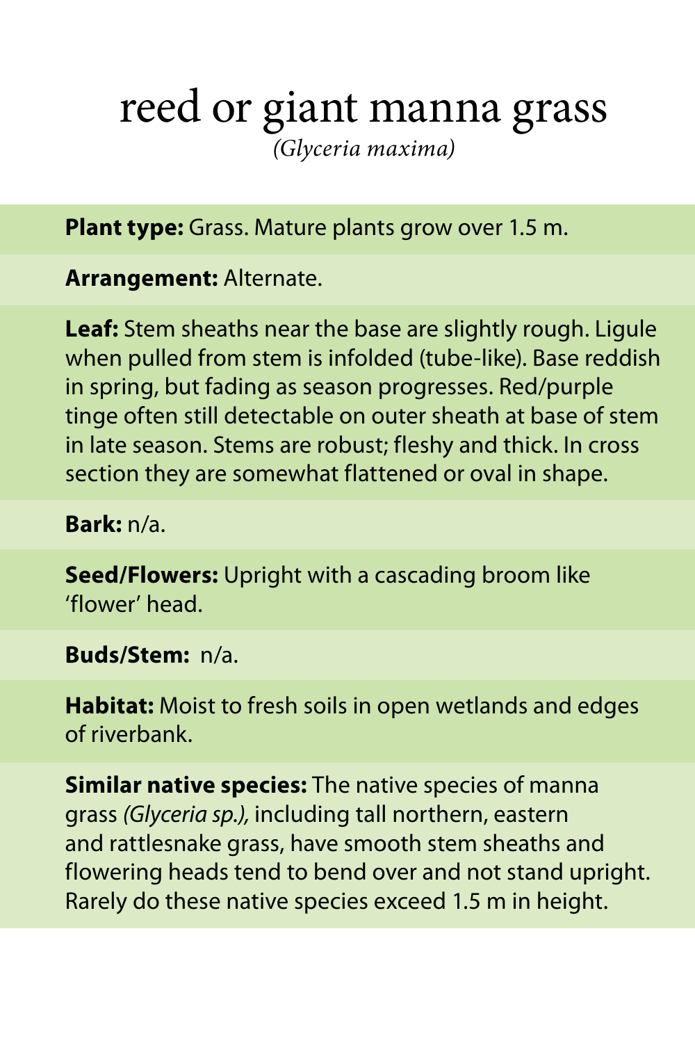# reed or giant manna grass

*(Glyceria maxima)*

**Plant type:** Grass. Mature plants grow over 1.5 m.

**Arrangement:** Alternate.

**Leaf:** Stem sheaths near the base are slightly rough. Ligule when pulled from stem is infolded (tube-like). Base reddish in spring, but fading as season progresses. Red/purple tinge often still detectable on outer sheath at base of stem in late season. Stems are robust; fleshy and thick. In cross section they are somewhat flattened or oval in shape.

**Bark:** n/a.

**Seed/Flowers:** Upright with a cascading broom like 'flower' head.

**Buds/Stem:** n/a.

**Habitat:** Moist to fresh soils in open wetlands and edges of riverbank.

**Similar native species:** The native species of manna grass *(Glyceria sp.),* including tall northern, eastern and rattlesnake grass, have smooth stem sheaths and flowering heads tend to bend over and not stand upright. Rarely do these native species exceed 1.5 m in height.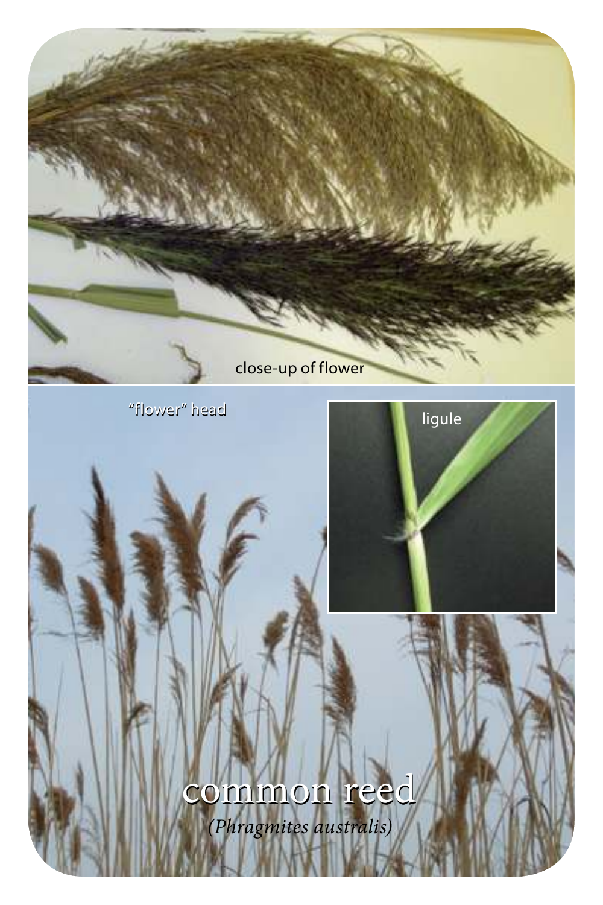close-up of flower

"flower" head

ligule

# common reed

*(Phragmites australis)*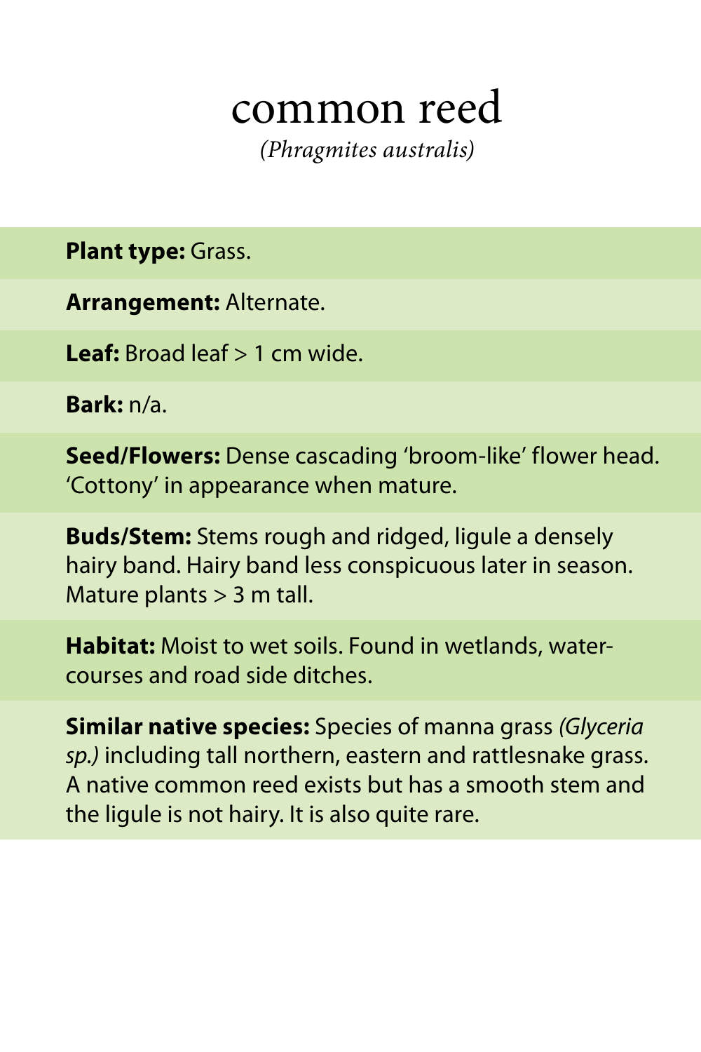# common reed

*(Phragmites australis)*

**Plant type:** Grass.

**Arrangement:** Alternate.

**Leaf:** Broad leaf > 1 cm wide.

**Bark:** n/a.

**Seed/Flowers:** Dense cascading 'broom-like' flower head. 'Cottony' in appearance when mature.

**Buds/Stem:** Stems rough and ridged, ligule a densely hairy band. Hairy band less conspicuous later in season. Mature plants > 3 m tall.

**Habitat:** Moist to wet soils. Found in wetlands, water-courses and road side ditches.

**Similar native species:** Species of manna grass *(Glyceria sp.)* including tall northern, eastern and rattlesnake grass. A native common reed exists but has a smooth stem and the ligule is not hairy. It is also quite rare.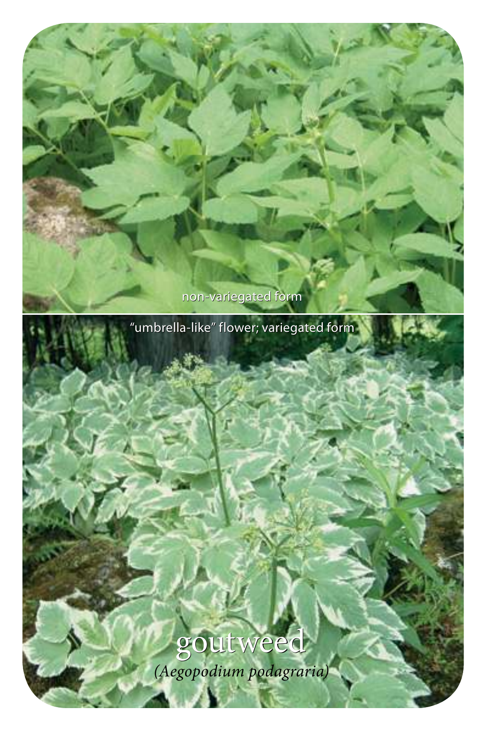non-variegated form

"umbrella-like" flower; variegated form

# goutweed

*(Aegopodium podagraria)*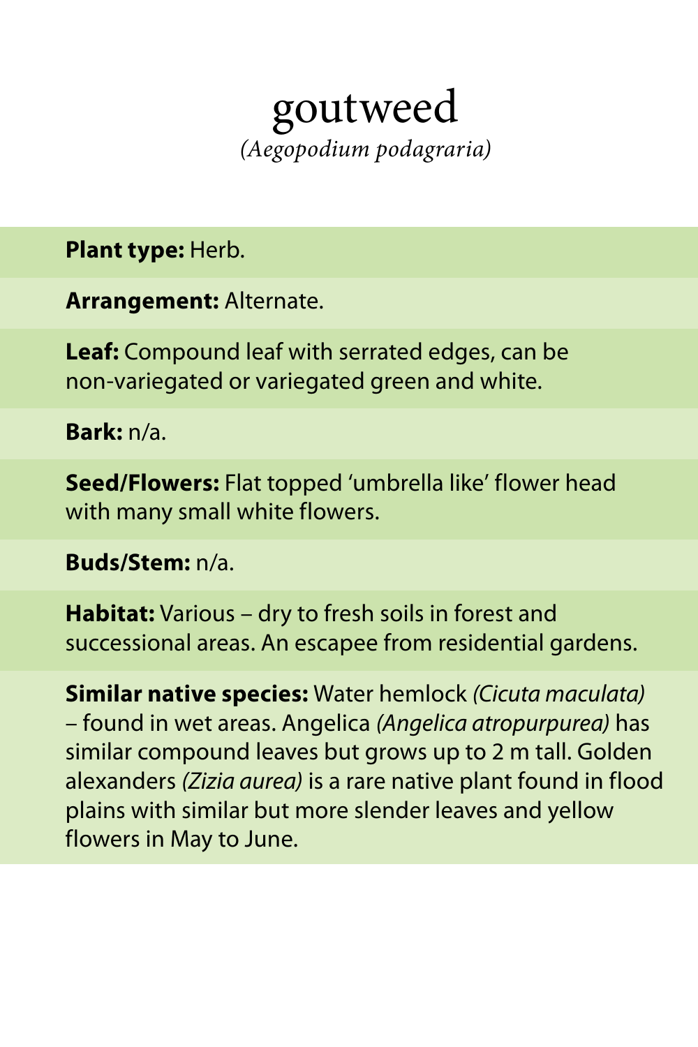# goutweed

*(Aegopodium podagraria)*

**Plant type:** Herb.

**Arrangement:** Alternate.

**Leaf:** Compound leaf with serrated edges, can be non-variegated or variegated green and white.

**Bark:** n/a.

**Seed/Flowers:** Flat topped 'umbrella like' flower head with many small white flowers.

**Buds/Stem:** n/a.

**Habitat:** Various – dry to fresh soils in forest and successional areas. An escapee from residential gardens.

**Similar native species:** Water hemlock *(Cicuta maculata)* – found in wet areas. Angelica *(Angelica atropurpurea)* has similar compound leaves but grows up to 2 m tall. Golden alexanders *(Zizia aurea)* is a rare native plant found in flood plains with similar but more slender leaves and yellow flowers in May to June.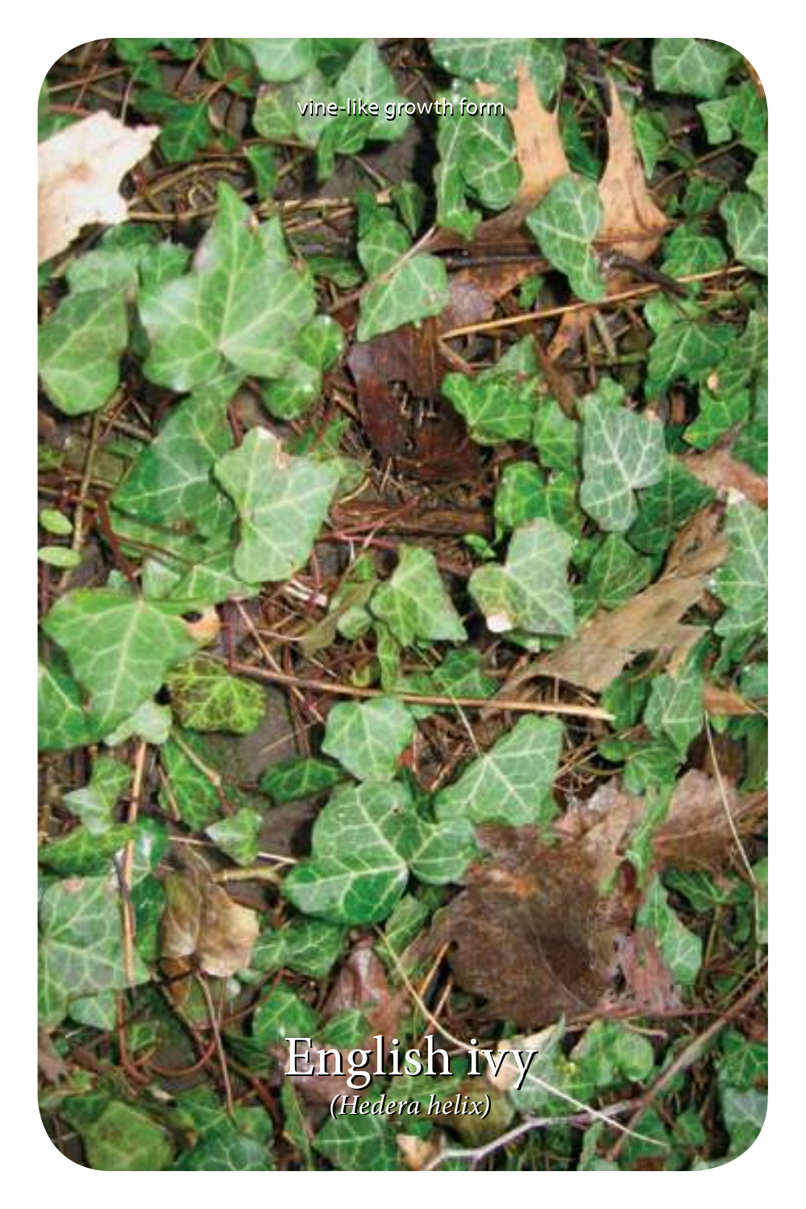vine-like growth form

# English ivy

*(Hedera helix)*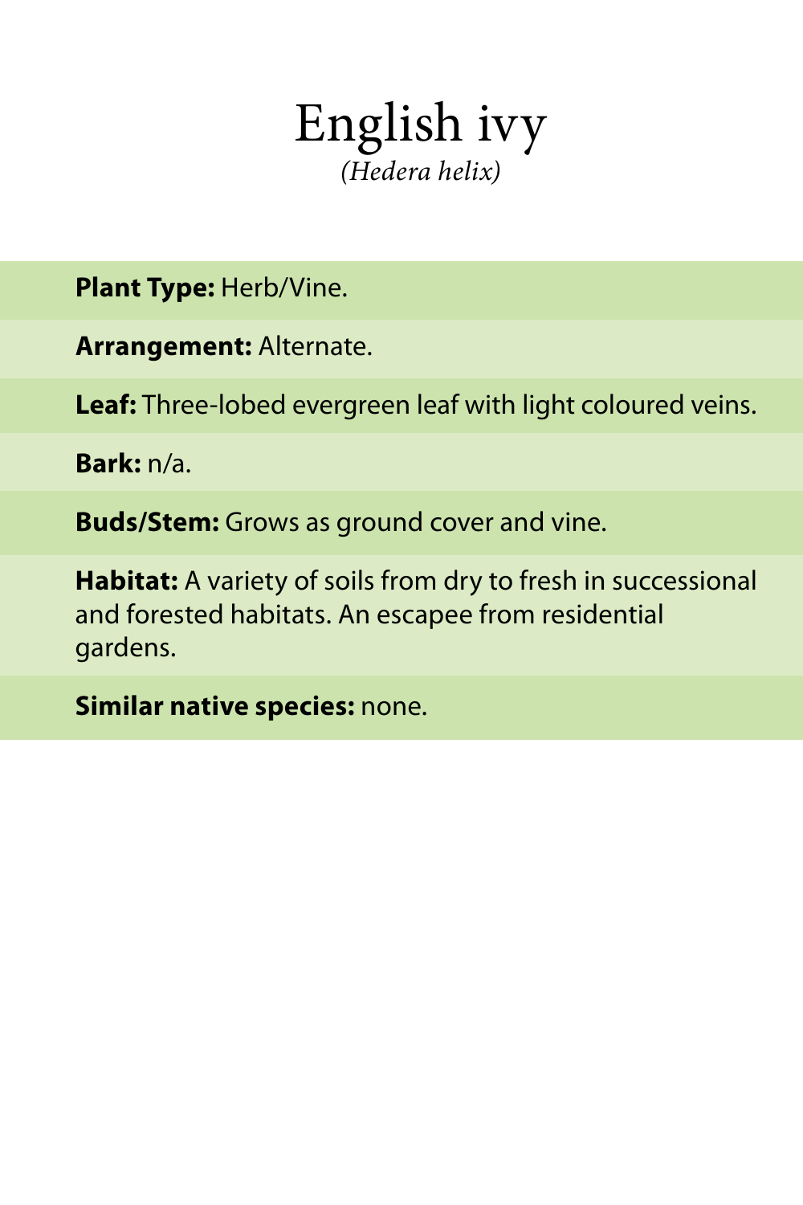# English ivy

*(Hedera helix)*

**Plant Type:** Herb/Vine.

**Arrangement:** Alternate.

**Leaf:** Three-lobed evergreen leaf with light coloured veins.

**Bark:** n/a.

**Buds/Stem:** Grows as ground cover and vine.

**Habitat:** A variety of soils from dry to fresh in successional and forested habitats. An escapee from residential gardens.

**Similar native species:** none.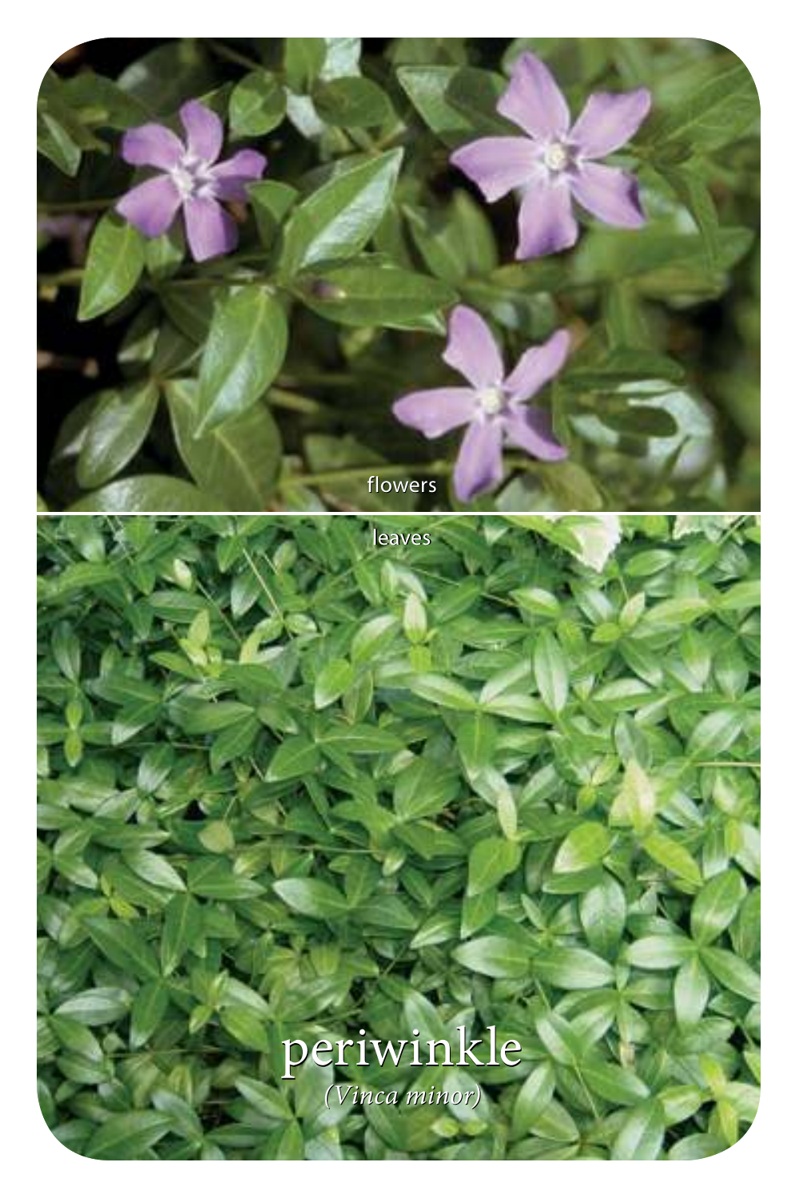flowers

leaves

# periwinkle

*(Vinca minor)*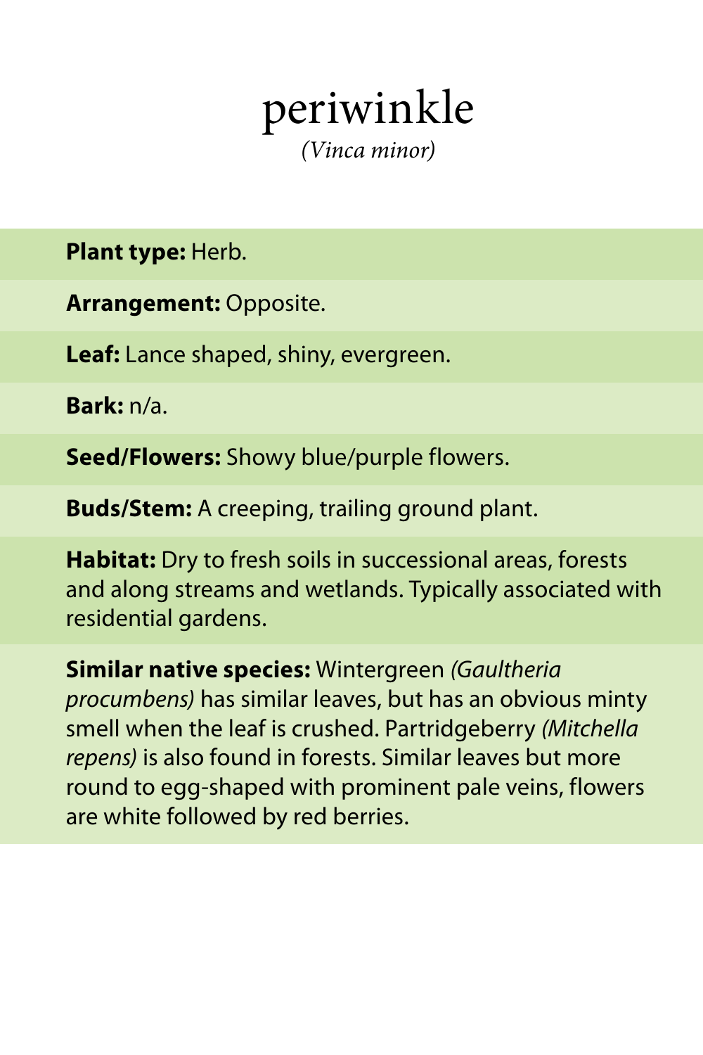# periwinkle

*(Vinca minor)*

**Plant type:** Herb.

**Arrangement:** Opposite.

**Leaf:** Lance shaped, shiny, evergreen.

**Bark:** n/a.

**Seed/Flowers:** Showy blue/purple flowers.

**Buds/Stem:** A creeping, trailing ground plant.

**Habitat:** Dry to fresh soils in successional areas, forests and along streams and wetlands. Typically associated with residential gardens.

**Similar native species:** Wintergreen *(Gaultheria procumbens)* has similar leaves, but has an obvious minty smell when the leaf is crushed. Partridgeberry *(Mitchella repens)* is also found in forests. Similar leaves but more round to egg-shaped with prominent pale veins, flowers are white followed by red berries.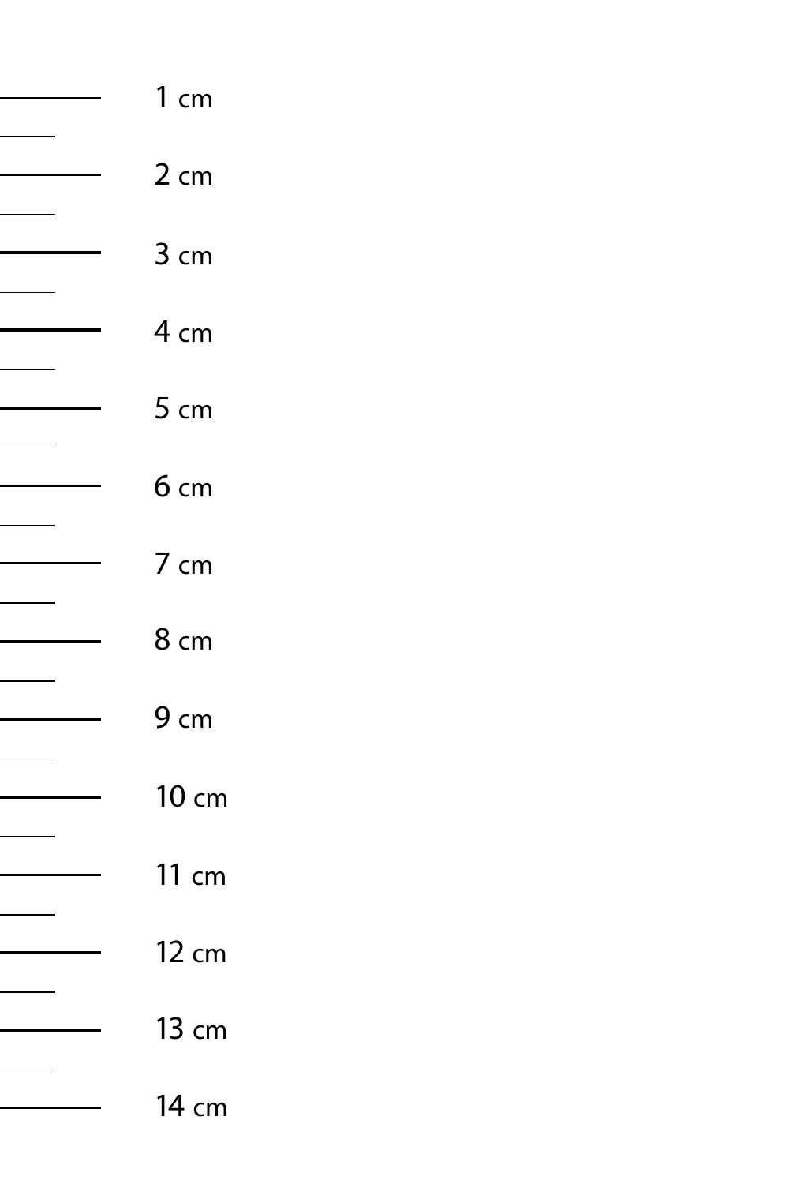1 cm

2 cm

3 cm

4 cm

5 cm

6 cm

7 cm

8 cm

9 cm

10 cm

11 cm

12 cm

13 cm

14 cm